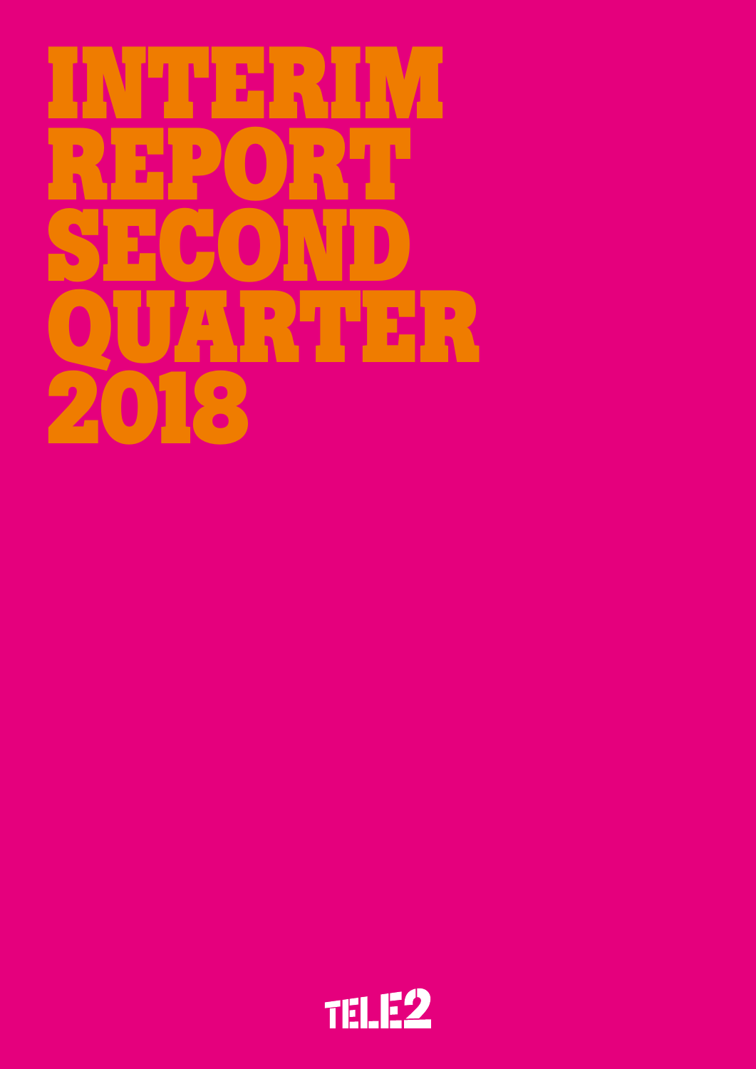# INTERIM REPORT SECOND QUARTER 2018

TELE2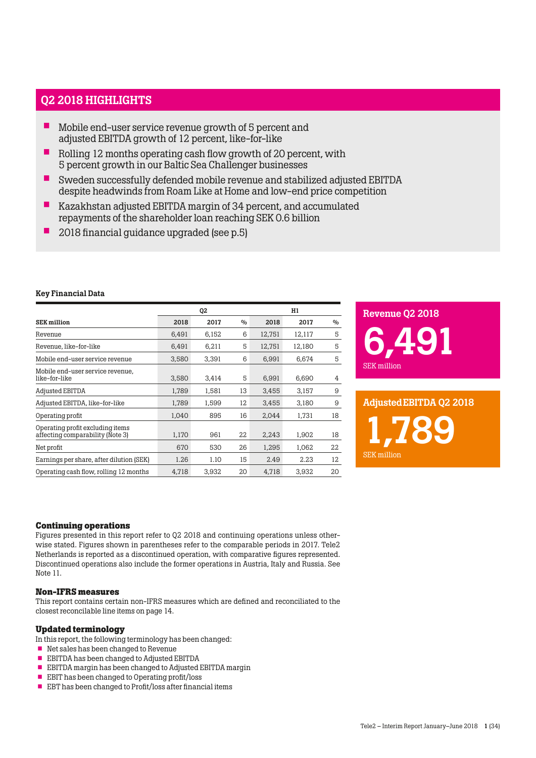## Q2 2018 HIGHLIGHTS

- Mobile end-user service revenue growth of 5 percent and adjusted EBITDA growth of 12 percent, like-for-like
- Rolling 12 months operating cash flow growth of 20 percent, with 5 percent growth in our Baltic Sea Challenger businesses
- Sweden successfully defended mobile revenue and stabilized adjusted EBITDA despite headwinds from Roam Like at Home and low-end price competition
- Kazakhstan adjusted EBITDA margin of 34 percent, and accumulated repayments of the shareholder loan reaching SEK 0.6 billion
- 2018 financial guidance upgraded (see p.5)

### Key Financial Data

| | Q2 | | | H1 | | |
|---|---|---|---|---|---|---|
| SEK million | 2018 | 2017 | % | 2018 | 2017 | % |
| Revenue | 6,491 | 6,152 | 6 | 12,751 | 12,117 | 5 |
| Revenue, like-for-like | 6,491 | 6,211 | 5 | 12,751 | 12,180 | 5 |
| Mobile end-user service revenue | 3,580 | 3,391 | 6 | 6,991 | 6,674 | 5 |
| Mobile end-user service revenue, like-for-like | 3,580 | 3,414 | 5 | 6,991 | 6,690 | 4 |
| Adjusted EBITDA | 1,789 | 1,581 | 13 | 3,455 | 3,157 | 9 |
| Adjusted EBITDA, like-for-like | 1,789 | 1,599 | 12 | 3,455 | 3,180 | 9 |
| Operating profit | 1,040 | 895 | 16 | 2,044 | 1,731 | 18 |
| Operating profit excluding items affecting comparability (Note 3) | 1,170 | 961 | 22 | 2,243 | 1,902 | 18 |
| Net profit | 670 | 530 | 26 | 1,295 | 1,062 | 22 |
| Earnings per share, after dilution (SEK) | 1.26 | 1.10 | 15 | 2.49 | 2.23 | 12 |
| Operating cash flow, rolling 12 months | 4,718 | 3,932 | 20 | 4,718 | 3,932 | 20 |

**Revenue Q2 2018**

**6,491**

SEK million

**Adjusted EBITDA Q2 2018**

**1,789**

SEK million

### Continuing operations

Figures presented in this report refer to Q2 2018 and continuing operations unless otherwise stated. Figures shown in parentheses refer to the comparable periods in 2017. Tele2 Netherlands is reported as a discontinued operation, with comparative figures represented. Discontinued operations also include the former operations in Austria, Italy and Russia. See Note 11.

### Non-IFRS measures

This report contains certain non-IFRS measures which are defined and reconciliated to the closest reconcilable line items on page 14.

### Updated terminology

In this report, the following terminology has been changed:

- Net sales has been changed to Revenue
- EBITDA has been changed to Adjusted EBITDA
- EBITDA margin has been changed to Adjusted EBITDA margin
- EBIT has been changed to Operating profit/loss
- EBT has been changed to Profit/loss after financial items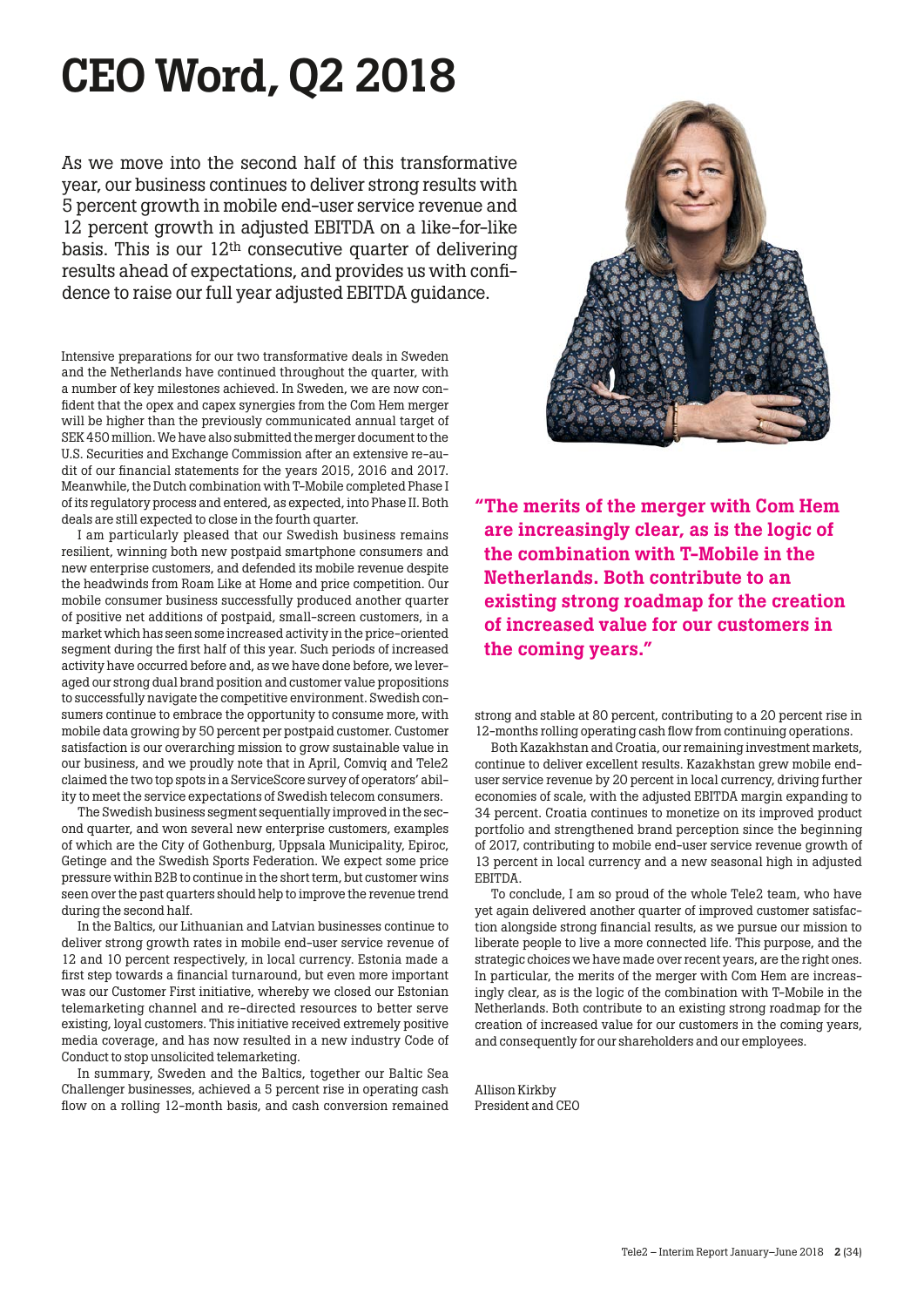# CEO Word, Q2 2018

As we move into the second half of this transformative year, our business continues to deliver strong results with 5 percent growth in mobile end-user service revenue and 12 percent growth in adjusted EBITDA on a like-for-like basis. This is our 12th consecutive quarter of delivering results ahead of expectations, and provides us with confidence to raise our full year adjusted EBITDA guidance.

Intensive preparations for our two transformative deals in Sweden and the Netherlands have continued throughout the quarter, with a number of key milestones achieved. In Sweden, we are now confident that the opex and capex synergies from the Com Hem merger will be higher than the previously communicated annual target of SEK 450 million. We have also submitted the merger document to the U.S. Securities and Exchange Commission after an extensive re-audit of our financial statements for the years 2015, 2016 and 2017. Meanwhile, the Dutch combination with T-Mobile completed Phase I of its regulatory process and entered, as expected, into Phase II. Both deals are still expected to close in the fourth quarter.

I am particularly pleased that our Swedish business remains resilient, winning both new postpaid smartphone consumers and new enterprise customers, and defended its mobile revenue despite the headwinds from Roam Like at Home and price competition. Our mobile consumer business successfully produced another quarter of positive net additions of postpaid, small-screen customers, in a market which has seen some increased activity in the price-oriented segment during the first half of this year. Such periods of increased activity have occurred before and, as we have done before, we leveraged our strong dual brand position and customer value propositions to successfully navigate the competitive environment. Swedish consumers continue to embrace the opportunity to consume more, with mobile data growing by 50 percent per postpaid customer. Customer satisfaction is our overarching mission to grow sustainable value in our business, and we proudly note that in April, Comviq and Tele2 claimed the two top spots in a ServiceScore survey of operators' ability to meet the service expectations of Swedish telecom consumers.

The Swedish business segment sequentially improved in the second quarter, and won several new enterprise customers, examples of which are the City of Gothenburg, Uppsala Municipality, Epiroc, Getinge and the Swedish Sports Federation. We expect some price pressure within B2B to continue in the short term, but customer wins seen over the past quarters should help to improve the revenue trend during the second half.

In the Baltics, our Lithuanian and Latvian businesses continue to deliver strong growth rates in mobile end-user service revenue of 12 and 10 percent respectively, in local currency. Estonia made a first step towards a financial turnaround, but even more important was our Customer First initiative, whereby we closed our Estonian telemarketing channel and re-directed resources to better serve existing, loyal customers. This initiative received extremely positive media coverage, and has now resulted in a new industry Code of Conduct to stop unsolicited telemarketing.

In summary, Sweden and the Baltics, together our Baltic Sea Challenger businesses, achieved a 5 percent rise in operating cash flow on a rolling 12-month basis, and cash conversion remained strong and stable at 80 percent, contributing to a 20 percent rise in 12-months rolling operating cash flow from continuing operations.

**"The merits of the merger with Com Hem are increasingly clear, as is the logic of the combination with T-Mobile in the Netherlands. Both contribute to an existing strong roadmap for the creation of increased value for our customers in the coming years."**

Both Kazakhstan and Croatia, our remaining investment markets, continue to deliver excellent results. Kazakhstan grew mobile end-user service revenue by 20 percent in local currency, driving further economies of scale, with the adjusted EBITDA margin expanding to 34 percent. Croatia continues to monetize on its improved product portfolio and strengthened brand perception since the beginning of 2017, contributing to mobile end-user service revenue growth of 13 percent in local currency and a new seasonal high in adjusted EBITDA.

To conclude, I am so proud of the whole Tele2 team, who have yet again delivered another quarter of improved customer satisfaction alongside strong financial results, as we pursue our mission to liberate people to live a more connected life. This purpose, and the strategic choices we have made over recent years, are the right ones. In particular, the merits of the merger with Com Hem are increasingly clear, as is the logic of the combination with T-Mobile in the Netherlands. Both contribute to an existing strong roadmap for the creation of increased value for our customers in the coming years, and consequently for our shareholders and our employees.

Allison Kirkby
President and CEO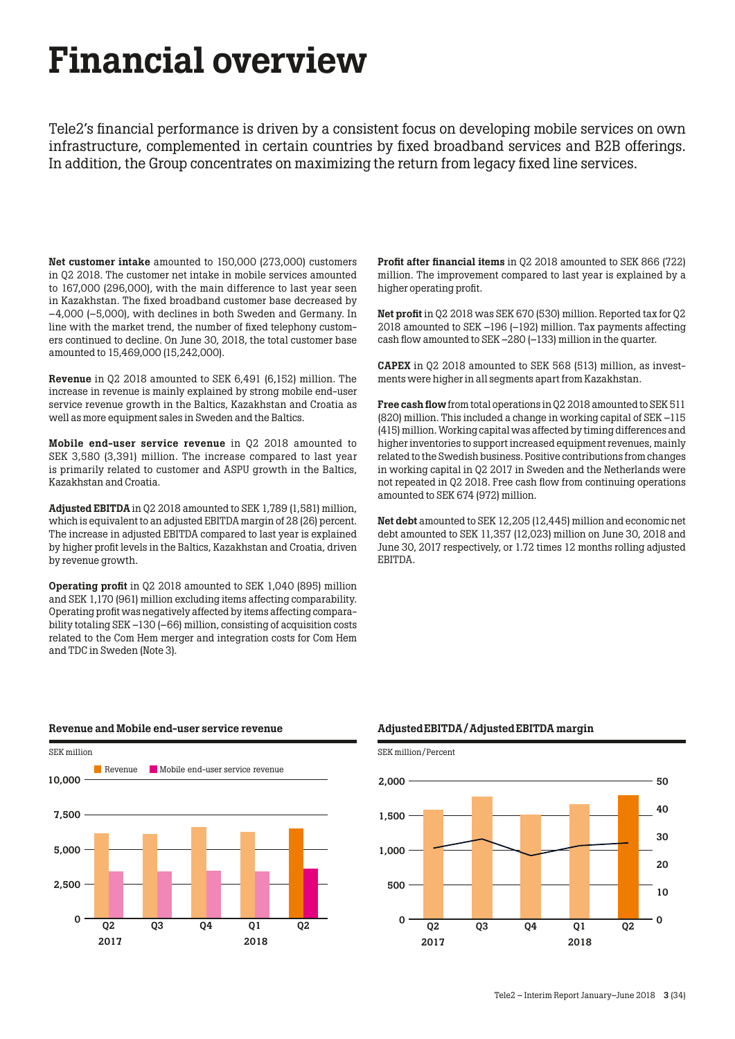# Financial overview

Tele2's financial performance is driven by a consistent focus on developing mobile services on own infrastructure, complemented in certain countries by fixed broadband services and B2B offerings. In addition, the Group concentrates on maximizing the return from legacy fixed line services.

**Net customer intake** amounted to 150,000 (273,000) customers in Q2 2018. The customer net intake in mobile services amounted to 167,000 (296,000), with the main difference to last year seen in Kazakhstan. The fixed broadband customer base decreased by –4,000 (–5,000), with declines in both Sweden and Germany. In line with the market trend, the number of fixed telephony customers continued to decline. On June 30, 2018, the total customer base amounted to 15,469,000 (15,242,000).

**Revenue** in Q2 2018 amounted to SEK 6,491 (6,152) million. The increase in revenue is mainly explained by strong mobile end-user service revenue growth in the Baltics, Kazakhstan and Croatia as well as more equipment sales in Sweden and the Baltics.

**Mobile end-user service revenue** in Q2 2018 amounted to SEK 3,580 (3,391) million. The increase compared to last year is primarily related to customer and ASPU growth in the Baltics, Kazakhstan and Croatia.

**Adjusted EBITDA** in Q2 2018 amounted to SEK 1,789 (1,581) million, which is equivalent to an adjusted EBITDA margin of 28 (26) percent. The increase in adjusted EBITDA compared to last year is explained by higher profit levels in the Baltics, Kazakhstan and Croatia, driven by revenue growth.

**Operating profit** in Q2 2018 amounted to SEK 1,040 (895) million and SEK 1,170 (961) million excluding items affecting comparability. Operating profit was negatively affected by items affecting comparability totaling SEK –130 (–66) million, consisting of acquisition costs related to the Com Hem merger and integration costs for Com Hem and TDC in Sweden (Note 3).

**Profit after financial items** in Q2 2018 amounted to SEK 866 (722) million. The improvement compared to last year is explained by a higher operating profit.

**Net profit** in Q2 2018 was SEK 670 (530) million. Reported tax for Q2 2018 amounted to SEK –196 (–192) million. Tax payments affecting cash flow amounted to SEK –280 (–133) million in the quarter.

**CAPEX** in Q2 2018 amounted to SEK 568 (513) million, as investments were higher in all segments apart from Kazakhstan.

**Free cash flow** from total operations in Q2 2018 amounted to SEK 511 (820) million. This included a change in working capital of SEK –115 (415) million. Working capital was affected by timing differences and higher inventories to support increased equipment revenues, mainly related to the Swedish business. Positive contributions from changes in working capital in Q2 2017 in Sweden and the Netherlands were not repeated in Q2 2018. Free cash flow from continuing operations amounted to SEK 674 (972) million.

**Net debt** amounted to SEK 12,205 (12,445) million and economic net debt amounted to SEK 11,357 (12,023) million on June 30, 2018 and June 30, 2017 respectively, or 1.72 times 12 months rolling adjusted EBITDA.

**Revenue and Mobile end-user service revenue**

SEK million

Legend: Revenue, Mobile end-user service revenue

Y-axis: 0, 2,500, 5,000, 7,500, 10,000

X-axis: Q2 2017, Q3, Q4, Q1 2018, Q2

**Adjusted EBITDA / Adjusted EBITDA margin**

SEK million / Percent

Left axis: 0, 500, 1,000, 1,500, 2,000; Right axis: 0, 10, 20, 30, 40, 50

X-axis: Q2 2017, Q3, Q4, Q1 2018, Q2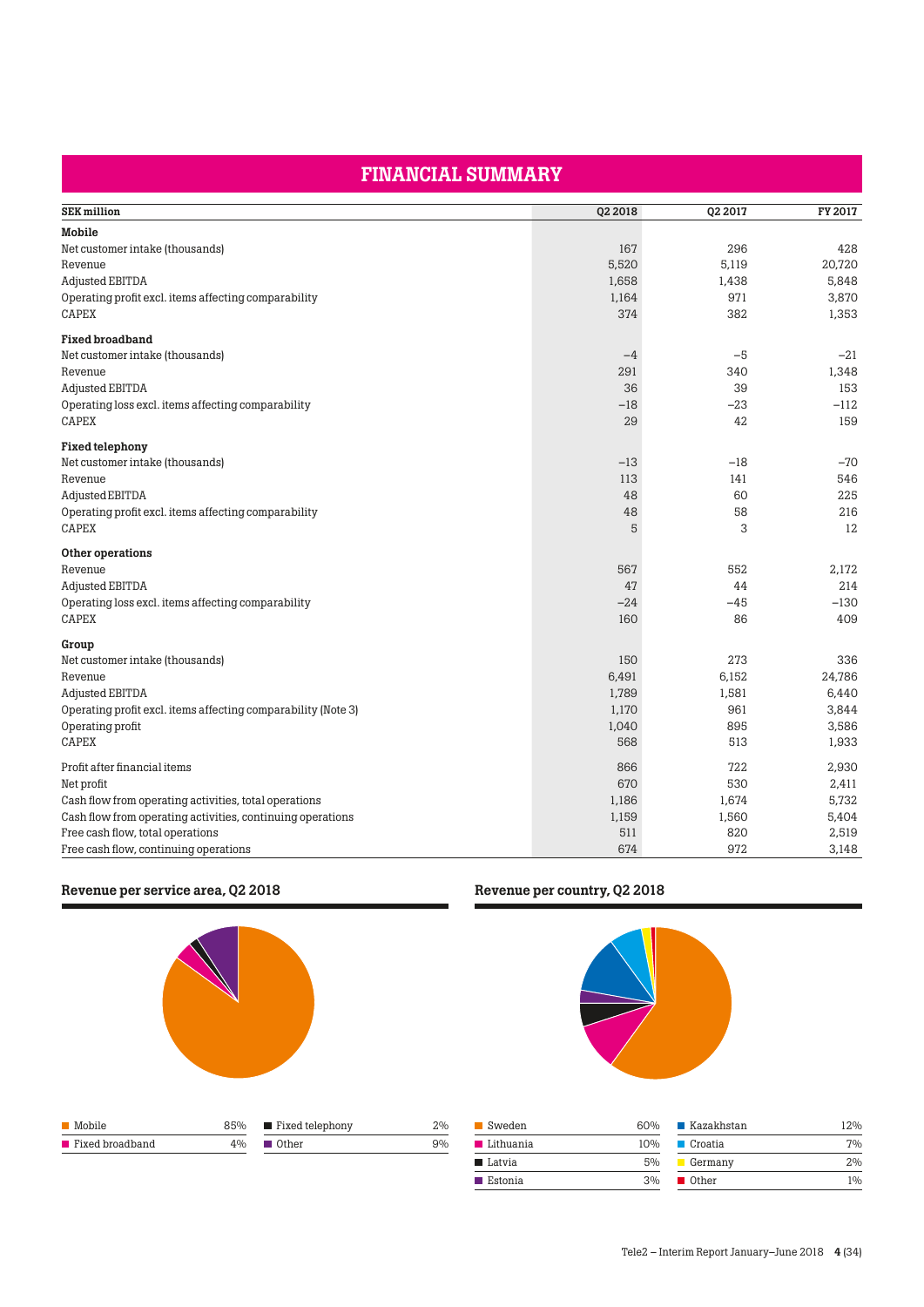# FINANCIAL SUMMARY

| SEK million | Q2 2018 | Q2 2017 | FY 2017 |
|---|---|---|---|
| **Mobile** | | | |
| Net customer intake (thousands) | 167 | 296 | 428 |
| Revenue | 5,520 | 5,119 | 20,720 |
| Adjusted EBITDA | 1,658 | 1,438 | 5,848 |
| Operating profit excl. items affecting comparability | 1,164 | 971 | 3,870 |
| CAPEX | 374 | 382 | 1,353 |
| **Fixed broadband** | | | |
| Net customer intake (thousands) | –4 | –5 | –21 |
| Revenue | 291 | 340 | 1,348 |
| Adjusted EBITDA | 36 | 39 | 153 |
| Operating loss excl. items affecting comparability | –18 | –23 | –112 |
| CAPEX | 29 | 42 | 159 |
| **Fixed telephony** | | | |
| Net customer intake (thousands) | –13 | –18 | –70 |
| Revenue | 113 | 141 | 546 |
| Adjusted EBITDA | 48 | 60 | 225 |
| Operating profit excl. items affecting comparability | 48 | 58 | 216 |
| CAPEX | 5 | 3 | 12 |
| **Other operations** | | | |
| Revenue | 567 | 552 | 2,172 |
| Adjusted EBITDA | 47 | 44 | 214 |
| Operating loss excl. items affecting comparability | –24 | –45 | –130 |
| CAPEX | 160 | 86 | 409 |
| **Group** | | | |
| Net customer intake (thousands) | 150 | 273 | 336 |
| Revenue | 6,491 | 6,152 | 24,786 |
| Adjusted EBITDA | 1,789 | 1,581 | 6,440 |
| Operating profit excl. items affecting comparability (Note 3) | 1,170 | 961 | 3,844 |
| Operating profit | 1,040 | 895 | 3,586 |
| CAPEX | 568 | 513 | 1,933 |
| Profit after financial items | 866 | 722 | 2,930 |
| Net profit | 670 | 530 | 2,411 |
| Cash flow from operating activities, total operations | 1,186 | 1,674 | 5,732 |
| Cash flow from operating activities, continuing operations | 1,159 | 1,560 | 5,404 |
| Free cash flow, total operations | 511 | 820 | 2,519 |
| Free cash flow, continuing operations | 674 | 972 | 3,148 |

## Revenue per service area, Q2 2018

| Service area | Share |
|---|---|
| Mobile | 85% |
| Fixed broadband | 4% |
| Fixed telephony | 2% |
| Other | 9% |

## Revenue per country, Q2 2018

| Country | Share |
|---|---|
| Sweden | 60% |
| Lithuania | 10% |
| Latvia | 5% |
| Estonia | 3% |
| Kazakhstan | 12% |
| Croatia | 7% |
| Germany | 2% |
| Other | 1% |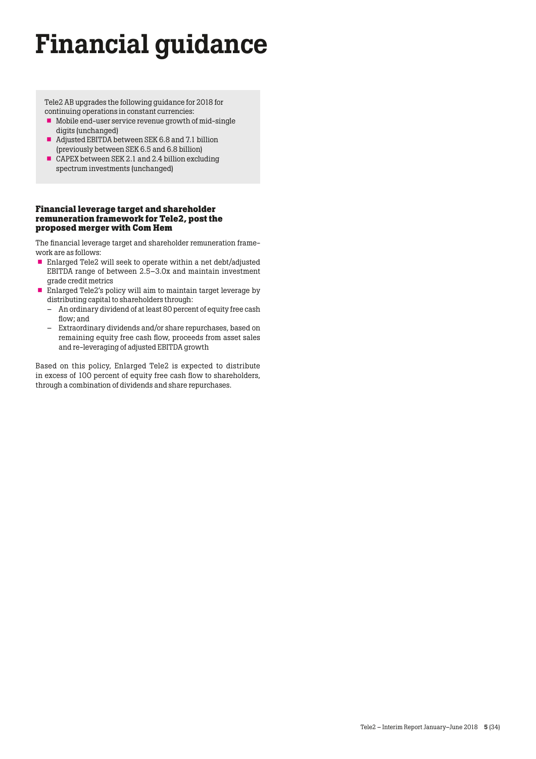# Financial guidance

Tele2 AB upgrades the following guidance for 2018 for continuing operations in constant currencies:

- Mobile end-user service revenue growth of mid-single digits (unchanged)
- Adjusted EBITDA between SEK 6.8 and 7.1 billion (previously between SEK 6.5 and 6.8 billion)
- CAPEX between SEK 2.1 and 2.4 billion excluding spectrum investments (unchanged)

### Financial leverage target and shareholder remuneration framework for Tele2, post the proposed merger with Com Hem

The financial leverage target and shareholder remuneration framework are as follows:

- Enlarged Tele2 will seek to operate within a net debt/adjusted EBITDA range of between 2.5–3.0x and maintain investment grade credit metrics
- Enlarged Tele2's policy will aim to maintain target leverage by distributing capital to shareholders through:
  - An ordinary dividend of at least 80 percent of equity free cash flow; and
  - Extraordinary dividends and/or share repurchases, based on remaining equity free cash flow, proceeds from asset sales and re-leveraging of adjusted EBITDA growth

Based on this policy, Enlarged Tele2 is expected to distribute in excess of 100 percent of equity free cash flow to shareholders, through a combination of dividends and share repurchases.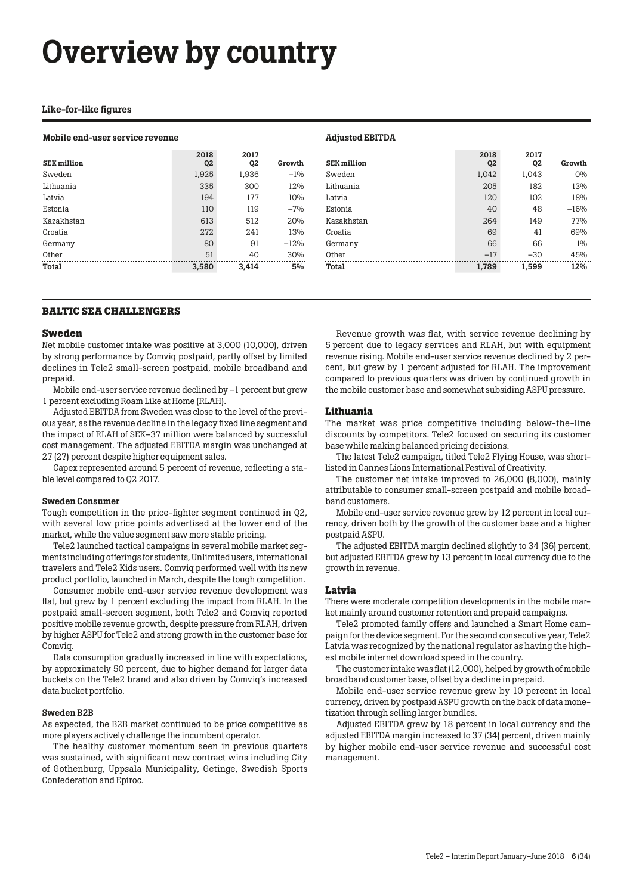# Overview by country

**Like-for-like figures**

**Mobile end-user service revenue**

| SEK million | 2018 Q2 | 2017 Q2 | Growth |
|---|---|---|---|
| Sweden | 1,925 | 1,936 | −1% |
| Lithuania | 335 | 300 | 12% |
| Latvia | 194 | 177 | 10% |
| Estonia | 110 | 119 | −7% |
| Kazakhstan | 613 | 512 | 20% |
| Croatia | 272 | 241 | 13% |
| Germany | 80 | 91 | −12% |
| Other | 51 | 40 | 30% |
| **Total** | **3,580** | **3,414** | **5%** |

**Adjusted EBITDA**

| SEK million | 2018 Q2 | 2017 Q2 | Growth |
|---|---|---|---|
| Sweden | 1,042 | 1,043 | 0% |
| Lithuania | 205 | 182 | 13% |
| Latvia | 120 | 102 | 18% |
| Estonia | 40 | 48 | −16% |
| Kazakhstan | 264 | 149 | 77% |
| Croatia | 69 | 41 | 69% |
| Germany | 66 | 66 | 1% |
| Other | −17 | −30 | 45% |
| **Total** | **1,789** | **1,599** | **12%** |

## BALTIC SEA CHALLENGERS

### Sweden

Net mobile customer intake was positive at 3,000 (10,000), driven by strong performance by Comviq postpaid, partly offset by limited declines in Tele2 small-screen postpaid, mobile broadband and prepaid.

Mobile end-user service revenue declined by −1 percent but grew 1 percent excluding Roam Like at Home (RLAH).

Adjusted EBITDA from Sweden was close to the level of the previous year, as the revenue decline in the legacy fixed line segment and the impact of RLAH of SEK–37 million were balanced by successful cost management. The adjusted EBITDA margin was unchanged at 27 (27) percent despite higher equipment sales.

Capex represented around 5 percent of revenue, reflecting a stable level compared to Q2 2017.

#### Sweden Consumer

Tough competition in the price-fighter segment continued in Q2, with several low price points advertised at the lower end of the market, while the value segment saw more stable pricing.

Tele2 launched tactical campaigns in several mobile market segments including offerings for students, Unlimited users, international travelers and Tele2 Kids users. Comviq performed well with its new product portfolio, launched in March, despite the tough competition.

Consumer mobile end-user service revenue development was flat, but grew by 1 percent excluding the impact from RLAH. In the postpaid small-screen segment, both Tele2 and Comviq reported positive mobile revenue growth, despite pressure from RLAH, driven by higher ASPU for Tele2 and strong growth in the customer base for Comviq.

Data consumption gradually increased in line with expectations, by approximately 50 percent, due to higher demand for larger data buckets on the Tele2 brand and also driven by Comviq's increased data bucket portfolio.

#### Sweden B2B

As expected, the B2B market continued to be price competitive as more players actively challenge the incumbent operator.

The healthy customer momentum seen in previous quarters was sustained, with significant new contract wins including City of Gothenburg, Uppsala Municipality, Getinge, Swedish Sports Confederation and Epiroc.

Revenue growth was flat, with service revenue declining by 5 percent due to legacy services and RLAH, but with equipment revenue rising. Mobile end-user service revenue declined by 2 percent, but grew by 1 percent adjusted for RLAH. The improvement compared to previous quarters was driven by continued growth in the mobile customer base and somewhat subsiding ASPU pressure.

### Lithuania

The market was price competitive including below-the-line discounts by competitors. Tele2 focused on securing its customer base while making balanced pricing decisions.

The latest Tele2 campaign, titled Tele2 Flying House, was shortlisted in Cannes Lions International Festival of Creativity.

The customer net intake improved to 26,000 (8,000), mainly attributable to consumer small-screen postpaid and mobile broadband customers.

Mobile end-user service revenue grew by 12 percent in local currency, driven both by the growth of the customer base and a higher postpaid ASPU.

The adjusted EBITDA margin declined slightly to 34 (36) percent, but adjusted EBITDA grew by 13 percent in local currency due to the growth in revenue.

### Latvia

There were moderate competition developments in the mobile market mainly around customer retention and prepaid campaigns.

Tele2 promoted family offers and launched a Smart Home campaign for the device segment. For the second consecutive year, Tele2 Latvia was recognized by the national regulator as having the highest mobile internet download speed in the country.

The customer intake was flat (12,000), helped by growth of mobile broadband customer base, offset by a decline in prepaid.

Mobile end-user service revenue grew by 10 percent in local currency, driven by postpaid ASPU growth on the back of data monetization through selling larger bundles.

Adjusted EBITDA grew by 18 percent in local currency and the adjusted EBITDA margin increased to 37 (34) percent, driven mainly by higher mobile end-user service revenue and successful cost management.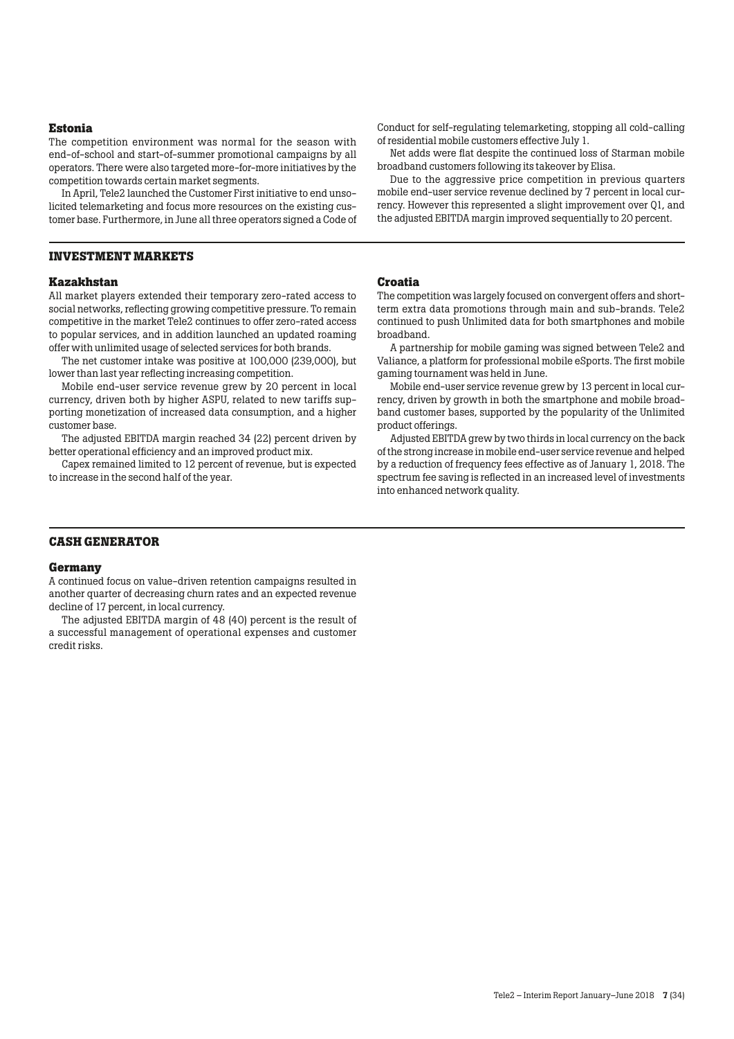### Estonia

The competition environment was normal for the season with end-of-school and start-of-summer promotional campaigns by all operators. There were also targeted more-for-more initiatives by the competition towards certain market segments.

In April, Tele2 launched the Customer First initiative to end unsolicited telemarketing and focus more resources on the existing customer base. Furthermore, in June all three operators signed a Code of Conduct for self-regulating telemarketing, stopping all cold-calling of residential mobile customers effective July 1.

Net adds were flat despite the continued loss of Starman mobile broadband customers following its takeover by Elisa.

Due to the aggressive price competition in previous quarters mobile end-user service revenue declined by 7 percent in local currency. However this represented a slight improvement over Q1, and the adjusted EBITDA margin improved sequentially to 20 percent.

## INVESTMENT MARKETS

### Kazakhstan

All market players extended their temporary zero-rated access to social networks, reflecting growing competitive pressure. To remain competitive in the market Tele2 continues to offer zero-rated access to popular services, and in addition launched an updated roaming offer with unlimited usage of selected services for both brands.

The net customer intake was positive at 100,000 (239,000), but lower than last year reflecting increasing competition.

Mobile end-user service revenue grew by 20 percent in local currency, driven both by higher ASPU, related to new tariffs supporting monetization of increased data consumption, and a higher customer base.

The adjusted EBITDA margin reached 34 (22) percent driven by better operational efficiency and an improved product mix.

Capex remained limited to 12 percent of revenue, but is expected to increase in the second half of the year.

### Croatia

The competition was largely focused on convergent offers and short-term extra data promotions through main and sub-brands. Tele2 continued to push Unlimited data for both smartphones and mobile broadband.

A partnership for mobile gaming was signed between Tele2 and Valiance, a platform for professional mobile eSports. The first mobile gaming tournament was held in June.

Mobile end-user service revenue grew by 13 percent in local currency, driven by growth in both the smartphone and mobile broadband customer bases, supported by the popularity of the Unlimited product offerings.

Adjusted EBITDA grew by two thirds in local currency on the back of the strong increase in mobile end-user service revenue and helped by a reduction of frequency fees effective as of January 1, 2018. The spectrum fee saving is reflected in an increased level of investments into enhanced network quality.

## CASH GENERATOR

### Germany

A continued focus on value-driven retention campaigns resulted in another quarter of decreasing churn rates and an expected revenue decline of 17 percent, in local currency.

The adjusted EBITDA margin of 48 (40) percent is the result of a successful management of operational expenses and customer credit risks.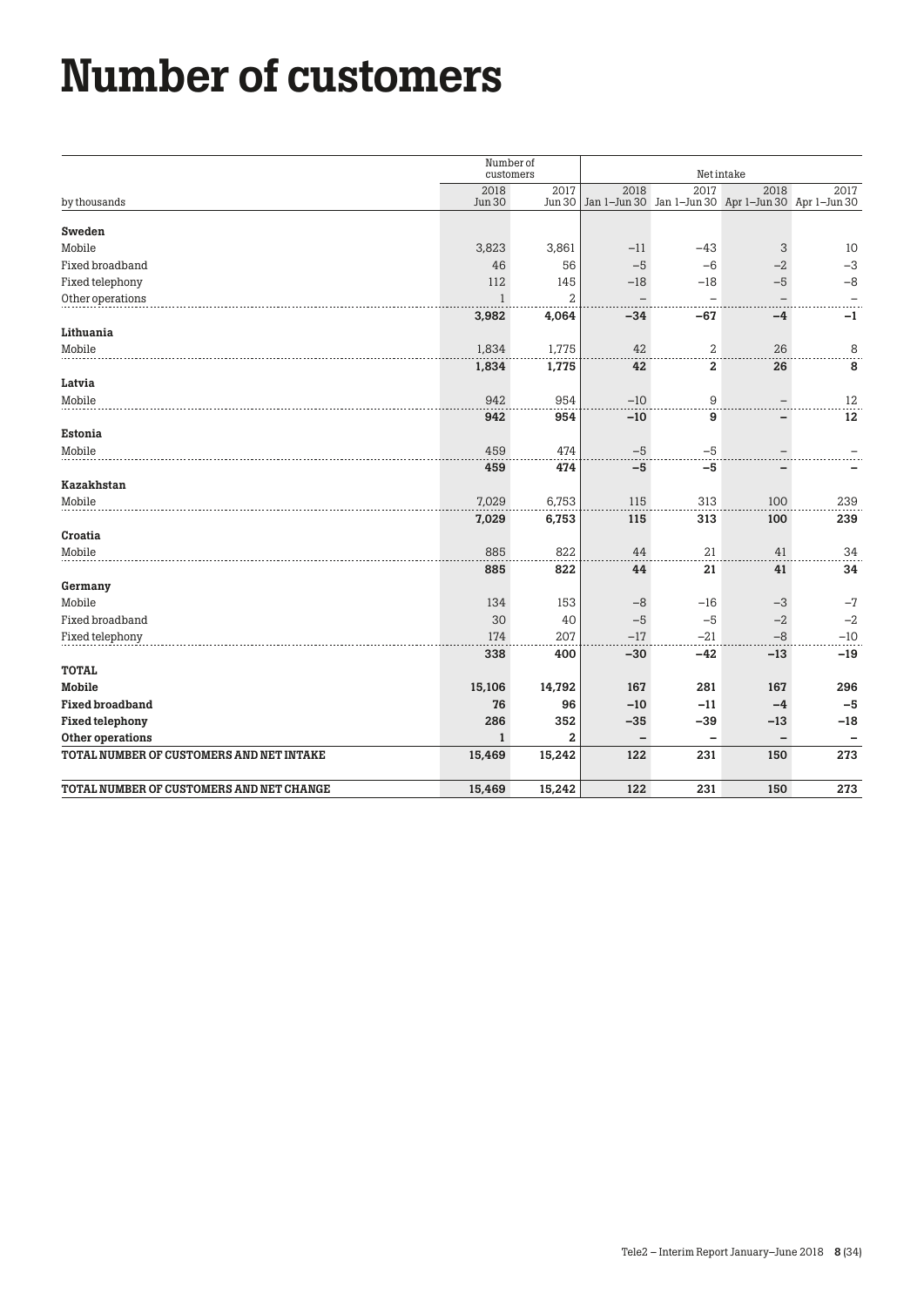# Number of customers

| by thousands | Number of customers | | Net intake | | | |
|---|---|---|---|---|---|---|
| | 2018 Jun 30 | 2017 Jun 30 | 2018 Jan 1–Jun 30 | 2017 Jan 1–Jun 30 | 2018 Apr 1–Jun 30 | 2017 Apr 1–Jun 30 |
| **Sweden** | | | | | | |
| Mobile | 3,823 | 3,861 | −11 | −43 | 3 | 10 |
| Fixed broadband | 46 | 56 | −5 | −6 | −2 | −3 |
| Fixed telephony | 112 | 145 | −18 | −18 | −5 | −8 |
| Other operations | 1 | 2 | – | – | – | – |
| | **3,982** | **4,064** | **−34** | **−67** | **−4** | **−1** |
| **Lithuania** | | | | | | |
| Mobile | 1,834 | 1,775 | 42 | 2 | 26 | 8 |
| | **1,834** | **1,775** | **42** | **2** | **26** | **8** |
| **Latvia** | | | | | | |
| Mobile | 942 | 954 | −10 | 9 | – | 12 |
| | **942** | **954** | **−10** | **9** | **–** | **12** |
| **Estonia** | | | | | | |
| Mobile | 459 | 474 | −5 | −5 | – | – |
| | **459** | **474** | **−5** | **−5** | **–** | **–** |
| **Kazakhstan** | | | | | | |
| Mobile | 7,029 | 6,753 | 115 | 313 | 100 | 239 |
| | **7,029** | **6,753** | **115** | **313** | **100** | **239** |
| **Croatia** | | | | | | |
| Mobile | 885 | 822 | 44 | 21 | 41 | 34 |
| | **885** | **822** | **44** | **21** | **41** | **34** |
| **Germany** | | | | | | |
| Mobile | 134 | 153 | −8 | −16 | −3 | −7 |
| Fixed broadband | 30 | 40 | −5 | −5 | −2 | −2 |
| Fixed telephony | 174 | 207 | −17 | −21 | −8 | −10 |
| | **338** | **400** | **−30** | **−42** | **−13** | **−19** |
| **TOTAL** | | | | | | |
| **Mobile** | **15,106** | **14,792** | **167** | **281** | **167** | **296** |
| **Fixed broadband** | **76** | **96** | **−10** | **−11** | **−4** | **−5** |
| **Fixed telephony** | **286** | **352** | **−35** | **−39** | **−13** | **−18** |
| **Other operations** | **1** | **2** | **–** | **–** | **–** | **–** |
| **TOTAL NUMBER OF CUSTOMERS AND NET INTAKE** | **15,469** | **15,242** | **122** | **231** | **150** | **273** |
| **TOTAL NUMBER OF CUSTOMERS AND NET CHANGE** | **15,469** | **15,242** | **122** | **231** | **150** | **273** |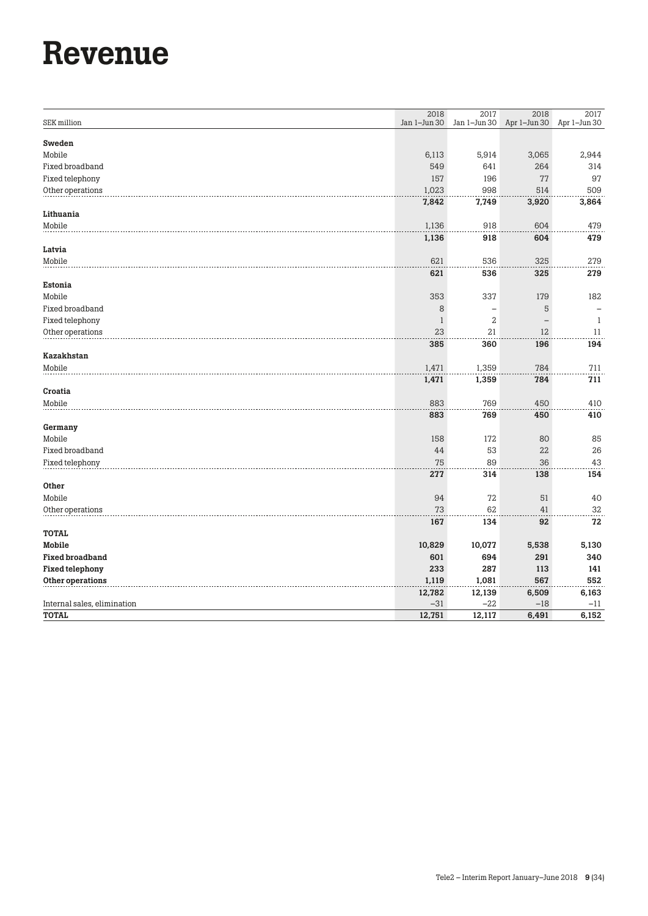# Revenue

| SEK million | 2018 Jan 1–Jun 30 | 2017 Jan 1–Jun 30 | 2018 Apr 1–Jun 30 | 2017 Apr 1–Jun 30 |
|---|---|---|---|---|
| **Sweden** | | | | |
| Mobile | 6,113 | 5,914 | 3,065 | 2,944 |
| Fixed broadband | 549 | 641 | 264 | 314 |
| Fixed telephony | 157 | 196 | 77 | 97 |
| Other operations | 1,023 | 998 | 514 | 509 |
| | **7,842** | **7,749** | **3,920** | **3,864** |
| **Lithuania** | | | | |
| Mobile | 1,136 | 918 | 604 | 479 |
| | **1,136** | **918** | **604** | **479** |
| **Latvia** | | | | |
| Mobile | 621 | 536 | 325 | 279 |
| | **621** | **536** | **325** | **279** |
| **Estonia** | | | | |
| Mobile | 353 | 337 | 179 | 182 |
| Fixed broadband | 8 | – | 5 | – |
| Fixed telephony | 1 | 2 | – | 1 |
| Other operations | 23 | 21 | 12 | 11 |
| | **385** | **360** | **196** | **194** |
| **Kazakhstan** | | | | |
| Mobile | 1,471 | 1,359 | 784 | 711 |
| | **1,471** | **1,359** | **784** | **711** |
| **Croatia** | | | | |
| Mobile | 883 | 769 | 450 | 410 |
| | **883** | **769** | **450** | **410** |
| **Germany** | | | | |
| Mobile | 158 | 172 | 80 | 85 |
| Fixed broadband | 44 | 53 | 22 | 26 |
| Fixed telephony | 75 | 89 | 36 | 43 |
| | **277** | **314** | **138** | **154** |
| **Other** | | | | |
| Mobile | 94 | 72 | 51 | 40 |
| Other operations | 73 | 62 | 41 | 32 |
| | **167** | **134** | **92** | **72** |
| **TOTAL** | | | | |
| **Mobile** | **10,829** | **10,077** | **5,538** | **5,130** |
| **Fixed broadband** | **601** | **694** | **291** | **340** |
| **Fixed telephony** | **233** | **287** | **113** | **141** |
| **Other operations** | **1,119** | **1,081** | **567** | **552** |
| | **12,782** | **12,139** | **6,509** | **6,163** |
| Internal sales, elimination | –31 | –22 | –18 | –11 |
| **TOTAL** | **12,751** | **12,117** | **6,491** | **6,152** |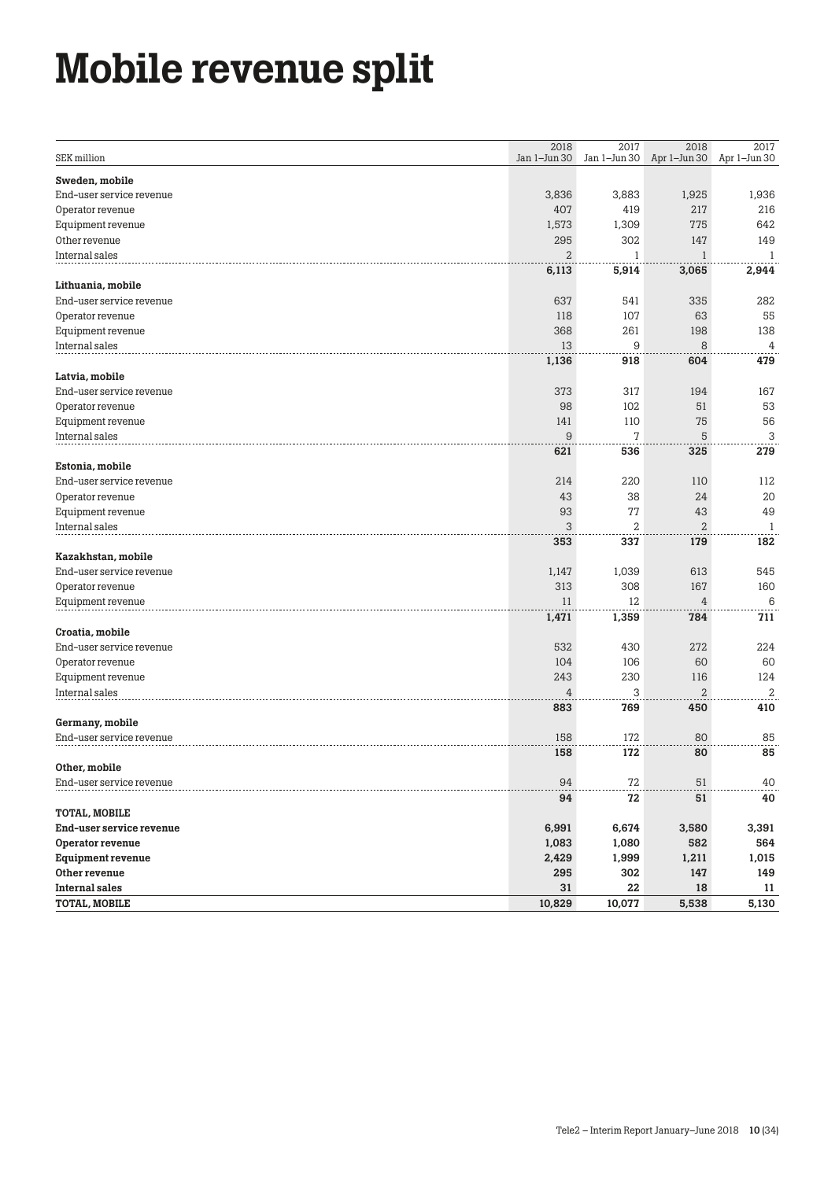# Mobile revenue split

| SEK million | 2018 Jan 1–Jun 30 | 2017 Jan 1–Jun 30 | 2018 Apr 1–Jun 30 | 2017 Apr 1–Jun 30 |
|---|---|---|---|---|
| **Sweden, mobile** | | | | |
| End-user service revenue | 3,836 | 3,883 | 1,925 | 1,936 |
| Operator revenue | 407 | 419 | 217 | 216 |
| Equipment revenue | 1,573 | 1,309 | 775 | 642 |
| Other revenue | 295 | 302 | 147 | 149 |
| Internal sales | 2 | 1 | 1 | 1 |
| | **6,113** | **5,914** | **3,065** | **2,944** |
| **Lithuania, mobile** | | | | |
| End-user service revenue | 637 | 541 | 335 | 282 |
| Operator revenue | 118 | 107 | 63 | 55 |
| Equipment revenue | 368 | 261 | 198 | 138 |
| Internal sales | 13 | 9 | 8 | 4 |
| | **1,136** | **918** | **604** | **479** |
| **Latvia, mobile** | | | | |
| End-user service revenue | 373 | 317 | 194 | 167 |
| Operator revenue | 98 | 102 | 51 | 53 |
| Equipment revenue | 141 | 110 | 75 | 56 |
| Internal sales | 9 | 7 | 5 | 3 |
| | **621** | **536** | **325** | **279** |
| **Estonia, mobile** | | | | |
| End-user service revenue | 214 | 220 | 110 | 112 |
| Operator revenue | 43 | 38 | 24 | 20 |
| Equipment revenue | 93 | 77 | 43 | 49 |
| Internal sales | 3 | 2 | 2 | 1 |
| | **353** | **337** | **179** | **182** |
| **Kazakhstan, mobile** | | | | |
| End-user service revenue | 1,147 | 1,039 | 613 | 545 |
| Operator revenue | 313 | 308 | 167 | 160 |
| Equipment revenue | 11 | 12 | 4 | 6 |
| | **1,471** | **1,359** | **784** | **711** |
| **Croatia, mobile** | | | | |
| End-user service revenue | 532 | 430 | 272 | 224 |
| Operator revenue | 104 | 106 | 60 | 60 |
| Equipment revenue | 243 | 230 | 116 | 124 |
| Internal sales | 4 | 3 | 2 | 2 |
| | **883** | **769** | **450** | **410** |
| **Germany, mobile** | | | | |
| End-user service revenue | 158 | 172 | 80 | 85 |
| | **158** | **172** | **80** | **85** |
| **Other, mobile** | | | | |
| End-user service revenue | 94 | 72 | 51 | 40 |
| | **94** | **72** | **51** | **40** |
| **TOTAL, MOBILE** | | | | |
| **End-user service revenue** | **6,991** | **6,674** | **3,580** | **3,391** |
| **Operator revenue** | **1,083** | **1,080** | **582** | **564** |
| **Equipment revenue** | **2,429** | **1,999** | **1,211** | **1,015** |
| **Other revenue** | **295** | **302** | **147** | **149** |
| **Internal sales** | **31** | **22** | **18** | **11** |
| **TOTAL, MOBILE** | **10,829** | **10,077** | **5,538** | **5,130** |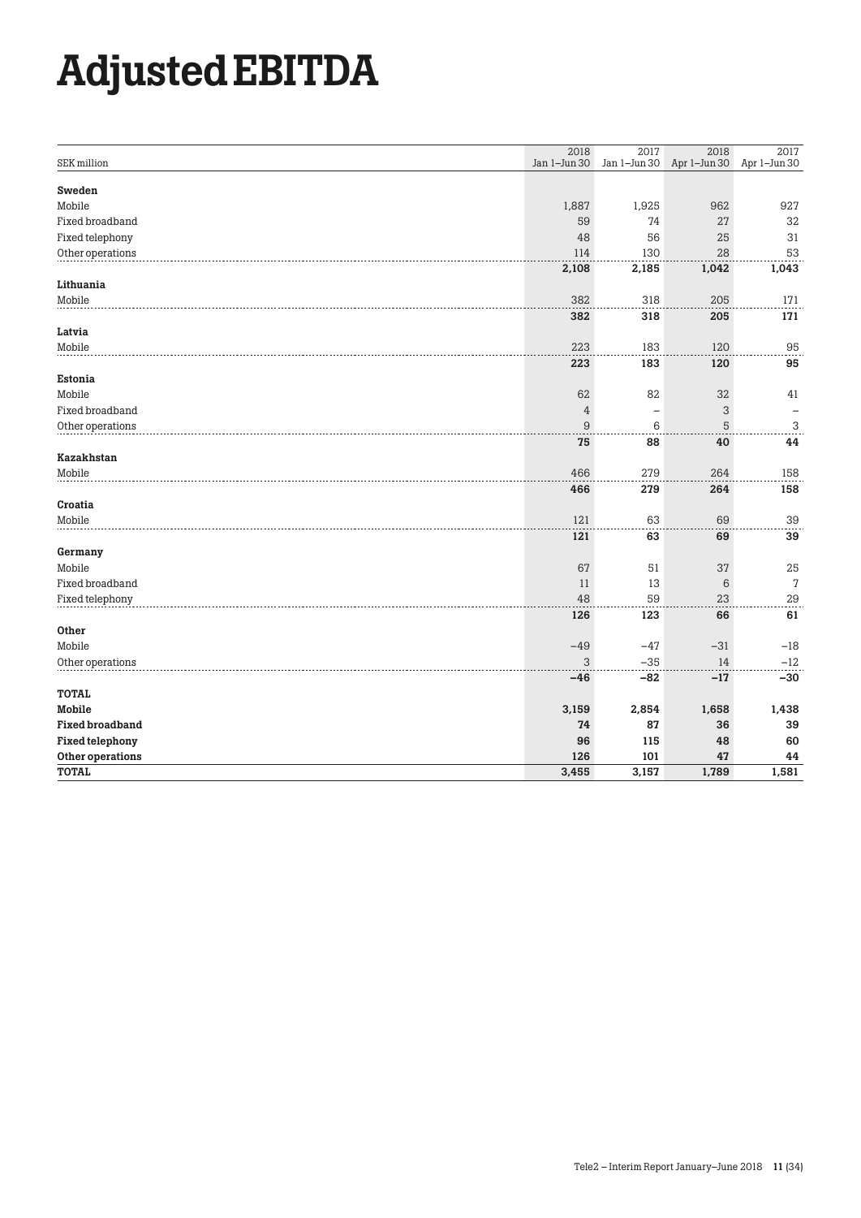# Adjusted EBITDA

| SEK million | 2018 Jan 1–Jun 30 | 2017 Jan 1–Jun 30 | 2018 Apr 1–Jun 30 | 2017 Apr 1–Jun 30 |
|---|---|---|---|---|
| **Sweden** | | | | |
| Mobile | 1,887 | 1,925 | 962 | 927 |
| Fixed broadband | 59 | 74 | 27 | 32 |
| Fixed telephony | 48 | 56 | 25 | 31 |
| Other operations | 114 | 130 | 28 | 53 |
| | **2,108** | **2,185** | **1,042** | **1,043** |
| **Lithuania** | | | | |
| Mobile | 382 | 318 | 205 | 171 |
| | **382** | **318** | **205** | **171** |
| **Latvia** | | | | |
| Mobile | 223 | 183 | 120 | 95 |
| | **223** | **183** | **120** | **95** |
| **Estonia** | | | | |
| Mobile | 62 | 82 | 32 | 41 |
| Fixed broadband | 4 | – | 3 | – |
| Other operations | 9 | 6 | 5 | 3 |
| | **75** | **88** | **40** | **44** |
| **Kazakhstan** | | | | |
| Mobile | 466 | 279 | 264 | 158 |
| | **466** | **279** | **264** | **158** |
| **Croatia** | | | | |
| Mobile | 121 | 63 | 69 | 39 |
| | **121** | **63** | **69** | **39** |
| **Germany** | | | | |
| Mobile | 67 | 51 | 37 | 25 |
| Fixed broadband | 11 | 13 | 6 | 7 |
| Fixed telephony | 48 | 59 | 23 | 29 |
| | **126** | **123** | **66** | **61** |
| **Other** | | | | |
| Mobile | –49 | –47 | –31 | –18 |
| Other operations | 3 | –35 | 14 | –12 |
| | **–46** | **–82** | **–17** | **–30** |
| **TOTAL** | | | | |
| **Mobile** | **3,159** | **2,854** | **1,658** | **1,438** |
| **Fixed broadband** | **74** | **87** | **36** | **39** |
| **Fixed telephony** | **96** | **115** | **48** | **60** |
| **Other operations** | **126** | **101** | **47** | **44** |
| **TOTAL** | **3,455** | **3,157** | **1,789** | **1,581** |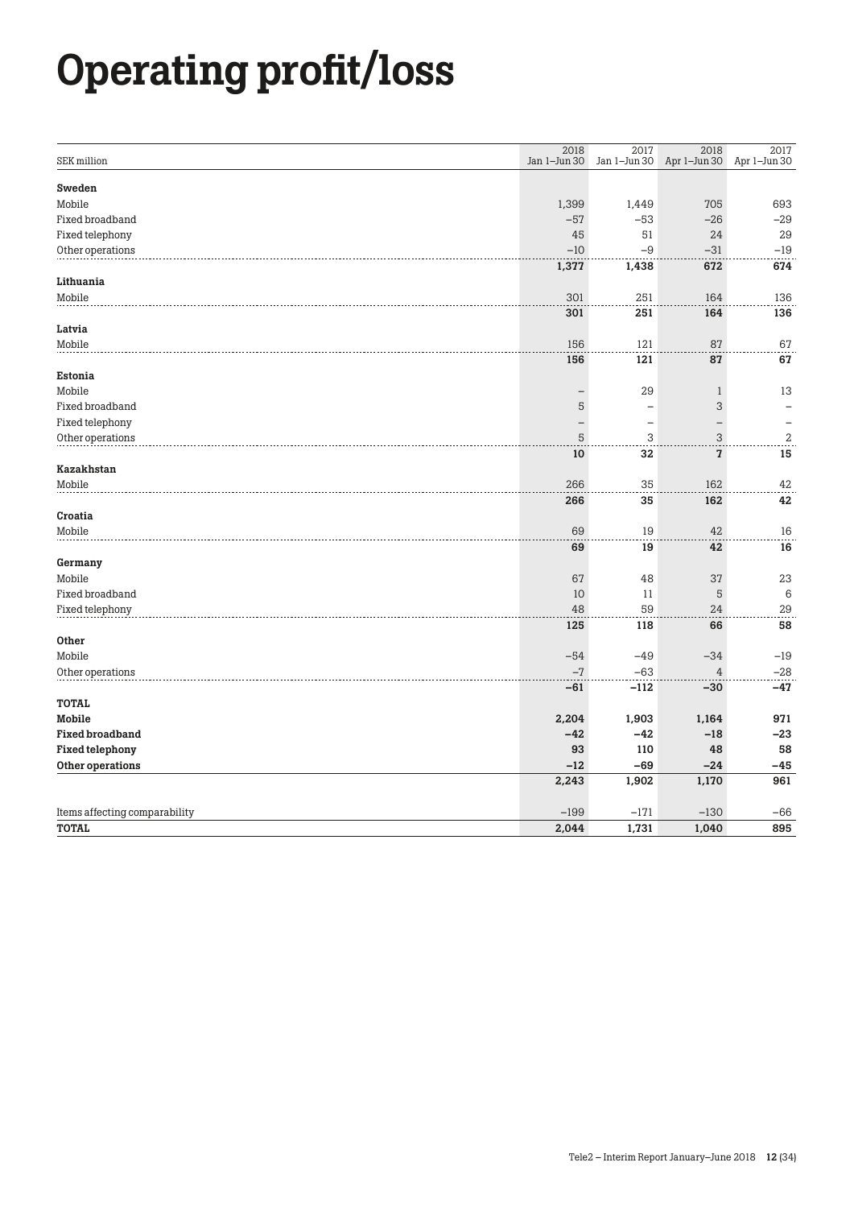# Operating profit/loss

| SEK million | 2018 Jan 1–Jun 30 | 2017 Jan 1–Jun 30 | 2018 Apr 1–Jun 30 | 2017 Apr 1–Jun 30 |
|---|---|---|---|---|
| **Sweden** | | | | |
| Mobile | 1,399 | 1,449 | 705 | 693 |
| Fixed broadband | −57 | −53 | −26 | −29 |
| Fixed telephony | 45 | 51 | 24 | 29 |
| Other operations | −10 | −9 | −31 | −19 |
| | **1,377** | **1,438** | **672** | **674** |
| **Lithuania** | | | | |
| Mobile | 301 | 251 | 164 | 136 |
| | **301** | **251** | **164** | **136** |
| **Latvia** | | | | |
| Mobile | 156 | 121 | 87 | 67 |
| | **156** | **121** | **87** | **67** |
| **Estonia** | | | | |
| Mobile | – | 29 | 1 | 13 |
| Fixed broadband | 5 | – | 3 | – |
| Fixed telephony | – | – | – | – |
| Other operations | 5 | 3 | 3 | 2 |
| | **10** | **32** | **7** | **15** |
| **Kazakhstan** | | | | |
| Mobile | 266 | 35 | 162 | 42 |
| | **266** | **35** | **162** | **42** |
| **Croatia** | | | | |
| Mobile | 69 | 19 | 42 | 16 |
| | **69** | **19** | **42** | **16** |
| **Germany** | | | | |
| Mobile | 67 | 48 | 37 | 23 |
| Fixed broadband | 10 | 11 | 5 | 6 |
| Fixed telephony | 48 | 59 | 24 | 29 |
| | **125** | **118** | **66** | **58** |
| **Other** | | | | |
| Mobile | −54 | −49 | −34 | −19 |
| Other operations | −7 | −63 | 4 | −28 |
| | **−61** | **−112** | **−30** | **−47** |
| **TOTAL** | | | | |
| **Mobile** | **2,204** | **1,903** | **1,164** | **971** |
| **Fixed broadband** | **−42** | **−42** | **−18** | **−23** |
| **Fixed telephony** | **93** | **110** | **48** | **58** |
| **Other operations** | **−12** | **−69** | **−24** | **−45** |
| | **2,243** | **1,902** | **1,170** | **961** |
| Items affecting comparability | −199 | −171 | −130 | −66 |
| **TOTAL** | **2,044** | **1,731** | **1,040** | **895** |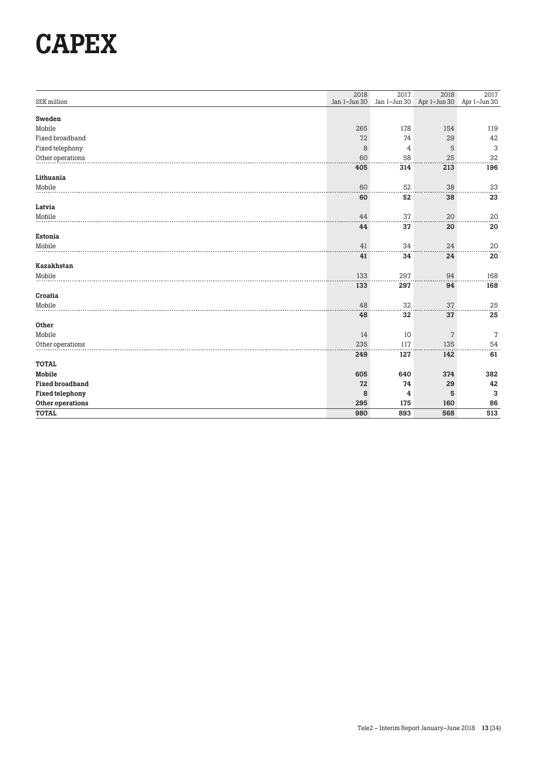# CAPEX

| SEK million | 2018 Jan 1–Jun 30 | 2017 Jan 1–Jun 30 | 2018 Apr 1–Jun 30 | 2017 Apr 1–Jun 30 |
|---|---|---|---|---|
| **Sweden** | | | | |
| Mobile | 265 | 178 | 154 | 119 |
| Fixed broadband | 72 | 74 | 29 | 42 |
| Fixed telephony | 8 | 4 | 5 | 3 |
| Other operations | 60 | 58 | 25 | 32 |
| | **405** | **314** | **213** | **196** |
| **Lithuania** | | | | |
| Mobile | 60 | 52 | 38 | 23 |
| | **60** | **52** | **38** | **23** |
| **Latvia** | | | | |
| Mobile | 44 | 37 | 20 | 20 |
| | **44** | **37** | **20** | **20** |
| **Estonia** | | | | |
| Mobile | 41 | 34 | 24 | 20 |
| | **41** | **34** | **24** | **20** |
| **Kazakhstan** | | | | |
| Mobile | 133 | 297 | 94 | 168 |
| | **133** | **297** | **94** | **168** |
| **Croatia** | | | | |
| Mobile | 48 | 32 | 37 | 25 |
| | **48** | **32** | **37** | **25** |
| **Other** | | | | |
| Mobile | 14 | 10 | 7 | 7 |
| Other operations | 235 | 117 | 135 | 54 |
| | **249** | **127** | **142** | **61** |
| **TOTAL** | | | | |
| **Mobile** | **605** | **640** | **374** | **382** |
| **Fixed broadband** | **72** | **74** | **29** | **42** |
| **Fixed telephony** | **8** | **4** | **5** | **3** |
| **Other operations** | **295** | **175** | **160** | **86** |
| **TOTAL** | **980** | **893** | **568** | **513** |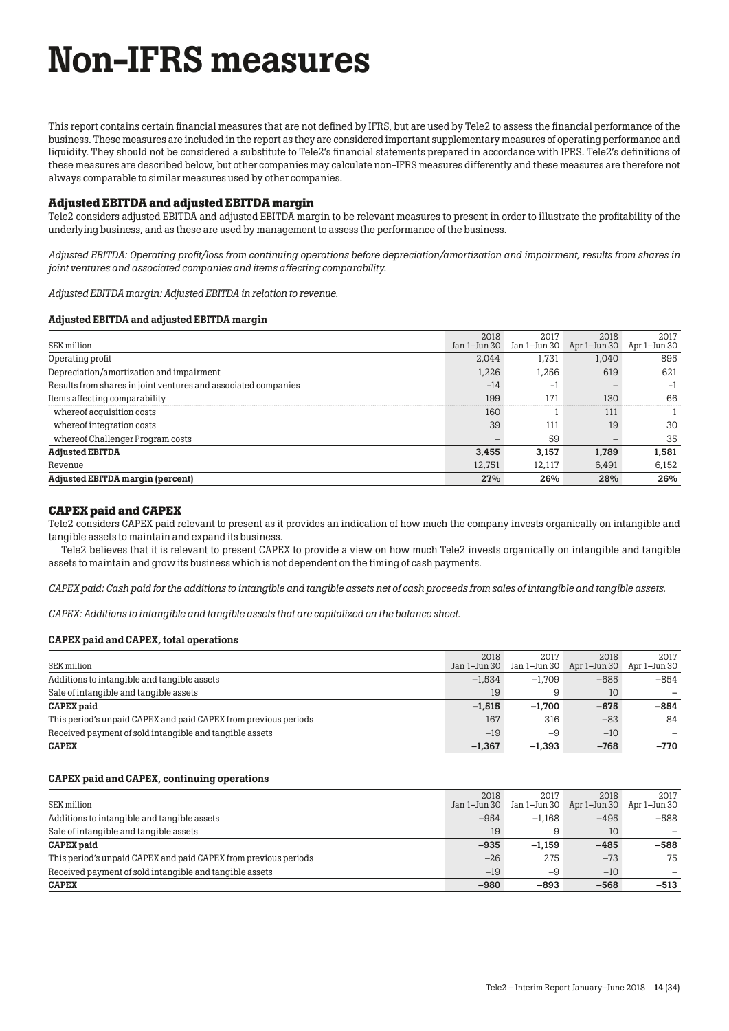# Non-IFRS measures

This report contains certain financial measures that are not defined by IFRS, but are used by Tele2 to assess the financial performance of the business. These measures are included in the report as they are considered important supplementary measures of operating performance and liquidity. They should not be considered a substitute to Tele2's financial statements prepared in accordance with IFRS. Tele2's definitions of these measures are described below, but other companies may calculate non-IFRS measures differently and these measures are therefore not always comparable to similar measures used by other companies.

### Adjusted EBITDA and adjusted EBITDA margin

Tele2 considers adjusted EBITDA and adjusted EBITDA margin to be relevant measures to present in order to illustrate the profitability of the underlying business, and as these are used by management to assess the performance of the business.

*Adjusted EBITDA: Operating profit/loss from continuing operations before depreciation/amortization and impairment, results from shares in joint ventures and associated companies and items affecting comparability.*

*Adjusted EBITDA margin: Adjusted EBITDA in relation to revenue.*

**Adjusted EBITDA and adjusted EBITDA margin**

| SEK million | 2018 Jan 1–Jun 30 | 2017 Jan 1–Jun 30 | 2018 Apr 1–Jun 30 | 2017 Apr 1–Jun 30 |
|---|---|---|---|---|
| Operating profit | 2,044 | 1,731 | 1,040 | 895 |
| Depreciation/amortization and impairment | 1,226 | 1,256 | 619 | 621 |
| Results from shares in joint ventures and associated companies | -14 | -1 | – | -1 |
| Items affecting comparability | 199 | 171 | 130 | 66 |
| whereof acquisition costs | 160 | 1 | 111 | 1 |
| whereof integration costs | 39 | 111 | 19 | 30 |
| whereof Challenger Program costs | – | 59 | – | 35 |
| **Adjusted EBITDA** | **3,455** | **3,157** | **1,789** | **1,581** |
| Revenue | 12,751 | 12,117 | 6,491 | 6,152 |
| **Adjusted EBITDA margin (percent)** | **27%** | **26%** | **28%** | **26%** |

### CAPEX paid and CAPEX

Tele2 considers CAPEX paid relevant to present as it provides an indication of how much the company invests organically on intangible and tangible assets to maintain and expand its business.

Tele2 believes that it is relevant to present CAPEX to provide a view on how much Tele2 invests organically on intangible and tangible assets to maintain and grow its business which is not dependent on the timing of cash payments.

*CAPEX paid: Cash paid for the additions to intangible and tangible assets net of cash proceeds from sales of intangible and tangible assets.*

*CAPEX: Additions to intangible and tangible assets that are capitalized on the balance sheet.*

**CAPEX paid and CAPEX, total operations**

| SEK million | 2018 Jan 1–Jun 30 | 2017 Jan 1–Jun 30 | 2018 Apr 1–Jun 30 | 2017 Apr 1–Jun 30 |
|---|---|---|---|---|
| Additions to intangible and tangible assets | –1,534 | –1,709 | –685 | –854 |
| Sale of intangible and tangible assets | 19 | 9 | 10 | – |
| **CAPEX paid** | **–1,515** | **–1,700** | **–675** | **–854** |
| This period's unpaid CAPEX and paid CAPEX from previous periods | 167 | 316 | –83 | 84 |
| Received payment of sold intangible and tangible assets | –19 | –9 | –10 | – |
| **CAPEX** | **–1,367** | **–1,393** | **–768** | **–770** |

**CAPEX paid and CAPEX, continuing operations**

| SEK million | 2018 Jan 1–Jun 30 | 2017 Jan 1–Jun 30 | 2018 Apr 1–Jun 30 | 2017 Apr 1–Jun 30 |
|---|---|---|---|---|
| Additions to intangible and tangible assets | –954 | –1,168 | –495 | –588 |
| Sale of intangible and tangible assets | 19 | 9 | 10 | – |
| **CAPEX paid** | **–935** | **–1,159** | **–485** | **–588** |
| This period's unpaid CAPEX and paid CAPEX from previous periods | –26 | 275 | –73 | 75 |
| Received payment of sold intangible and tangible assets | –19 | –9 | –10 | – |
| **CAPEX** | **–980** | **–893** | **–568** | **–513** |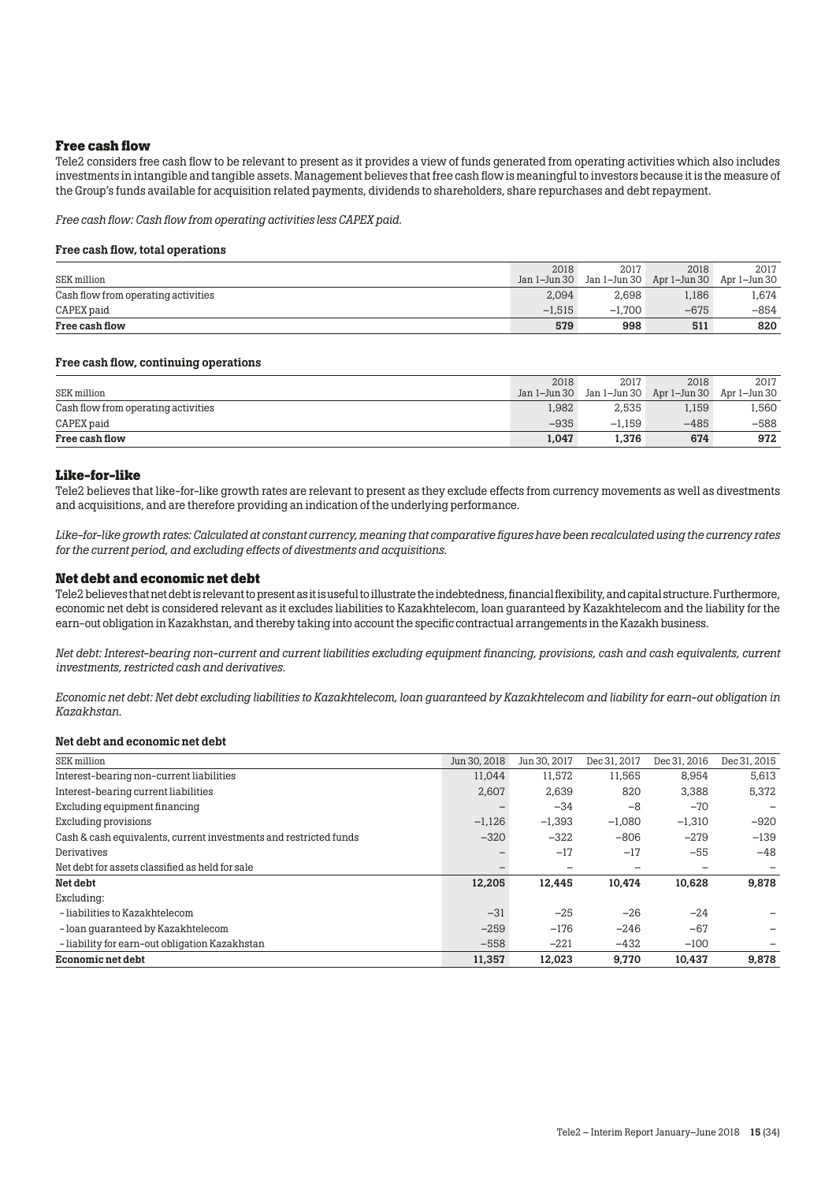## Free cash flow

Tele2 considers free cash flow to be relevant to present as it provides a view of funds generated from operating activities which also includes investments in intangible and tangible assets. Management believes that free cash flow is meaningful to investors because it is the measure of the Group's funds available for acquisition related payments, dividends to shareholders, share repurchases and debt repayment.

*Free cash flow: Cash flow from operating activities less CAPEX paid.*

### Free cash flow, total operations

| SEK million | 2018 Jan 1–Jun 30 | 2017 Jan 1–Jun 30 | 2018 Apr 1–Jun 30 | 2017 Apr 1–Jun 30 |
|---|---|---|---|---|
| Cash flow from operating activities | 2,094 | 2,698 | 1,186 | 1,674 |
| CAPEX paid | –1,515 | –1,700 | –675 | –854 |
| **Free cash flow** | **579** | **998** | **511** | **820** |

### Free cash flow, continuing operations

| SEK million | 2018 Jan 1–Jun 30 | 2017 Jan 1–Jun 30 | 2018 Apr 1–Jun 30 | 2017 Apr 1–Jun 30 |
|---|---|---|---|---|
| Cash flow from operating activities | 1,982 | 2,535 | 1,159 | 1,560 |
| CAPEX paid | –935 | –1,159 | –485 | –588 |
| **Free cash flow** | **1,047** | **1,376** | **674** | **972** |

## Like-for-like

Tele2 believes that like-for-like growth rates are relevant to present as they exclude effects from currency movements as well as divestments and acquisitions, and are therefore providing an indication of the underlying performance.

*Like-for-like growth rates: Calculated at constant currency, meaning that comparative figures have been recalculated using the currency rates for the current period, and excluding effects of divestments and acquisitions.*

## Net debt and economic net debt

Tele2 believes that net debt is relevant to present as it is useful to illustrate the indebtedness, financial flexibility, and capital structure. Furthermore, economic net debt is considered relevant as it excludes liabilities to Kazakhtelecom, loan guaranteed by Kazakhtelecom and the liability for the earn-out obligation in Kazakhstan, and thereby taking into account the specific contractual arrangements in the Kazakh business.

*Net debt: Interest-bearing non-current and current liabilities excluding equipment financing, provisions, cash and cash equivalents, current investments, restricted cash and derivatives.*

*Economic net debt: Net debt excluding liabilities to Kazakhtelecom, loan guaranteed by Kazakhtelecom and liability for earn-out obligation in Kazakhstan.*

### Net debt and economic net debt

| SEK million | Jun 30, 2018 | Jun 30, 2017 | Dec 31, 2017 | Dec 31, 2016 | Dec 31, 2015 |
|---|---|---|---|---|---|
| Interest-bearing non-current liabilities | 11,044 | 11,572 | 11,565 | 8,954 | 5,613 |
| Interest-bearing current liabilities | 2,607 | 2,639 | 820 | 3,388 | 5,372 |
| Excluding equipment financing | – | –34 | –8 | –70 | – |
| Excluding provisions | –1,126 | –1,393 | –1,080 | –1,310 | –920 |
| Cash & cash equivalents, current investments and restricted funds | –320 | –322 | –806 | –279 | –139 |
| Derivatives | – | –17 | –17 | –55 | –48 |
| Net debt for assets classified as held for sale | – | – | – | – | – |
| **Net debt** | **12,205** | **12,445** | **10,474** | **10,628** | **9,878** |
| Excluding: | | | | | |
| - liabilities to Kazakhtelecom | –31 | –25 | –26 | –24 | – |
| - loan guaranteed by Kazakhtelecom | –259 | –176 | –246 | –67 | – |
| - liability for earn-out obligation Kazakhstan | –558 | –221 | –432 | –100 | – |
| **Economic net debt** | **11,357** | **12,023** | **9,770** | **10,437** | **9,878** |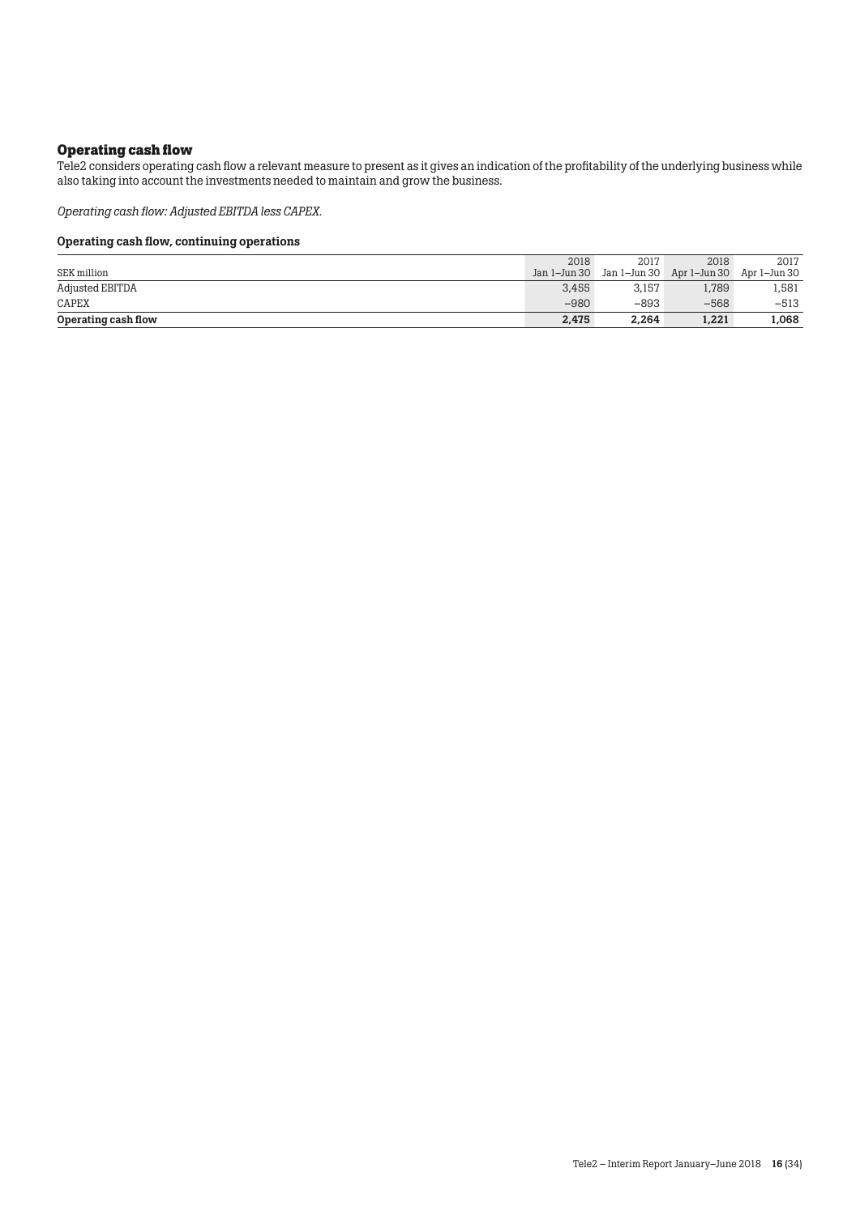## Operating cash flow

Tele2 considers operating cash flow a relevant measure to present as it gives an indication of the profitability of the underlying business while also taking into account the investments needed to maintain and grow the business.

*Operating cash flow: Adjusted EBITDA less CAPEX.*

### Operating cash flow, continuing operations

| SEK million | 2018 Jan 1–Jun 30 | 2017 Jan 1–Jun 30 | 2018 Apr 1–Jun 30 | 2017 Apr 1–Jun 30 |
|---|---|---|---|---|
| Adjusted EBITDA | 3,455 | 3,157 | 1,789 | 1,581 |
| CAPEX | –980 | –893 | –568 | –513 |
| **Operating cash flow** | **2,475** | **2,264** | **1,221** | **1,068** |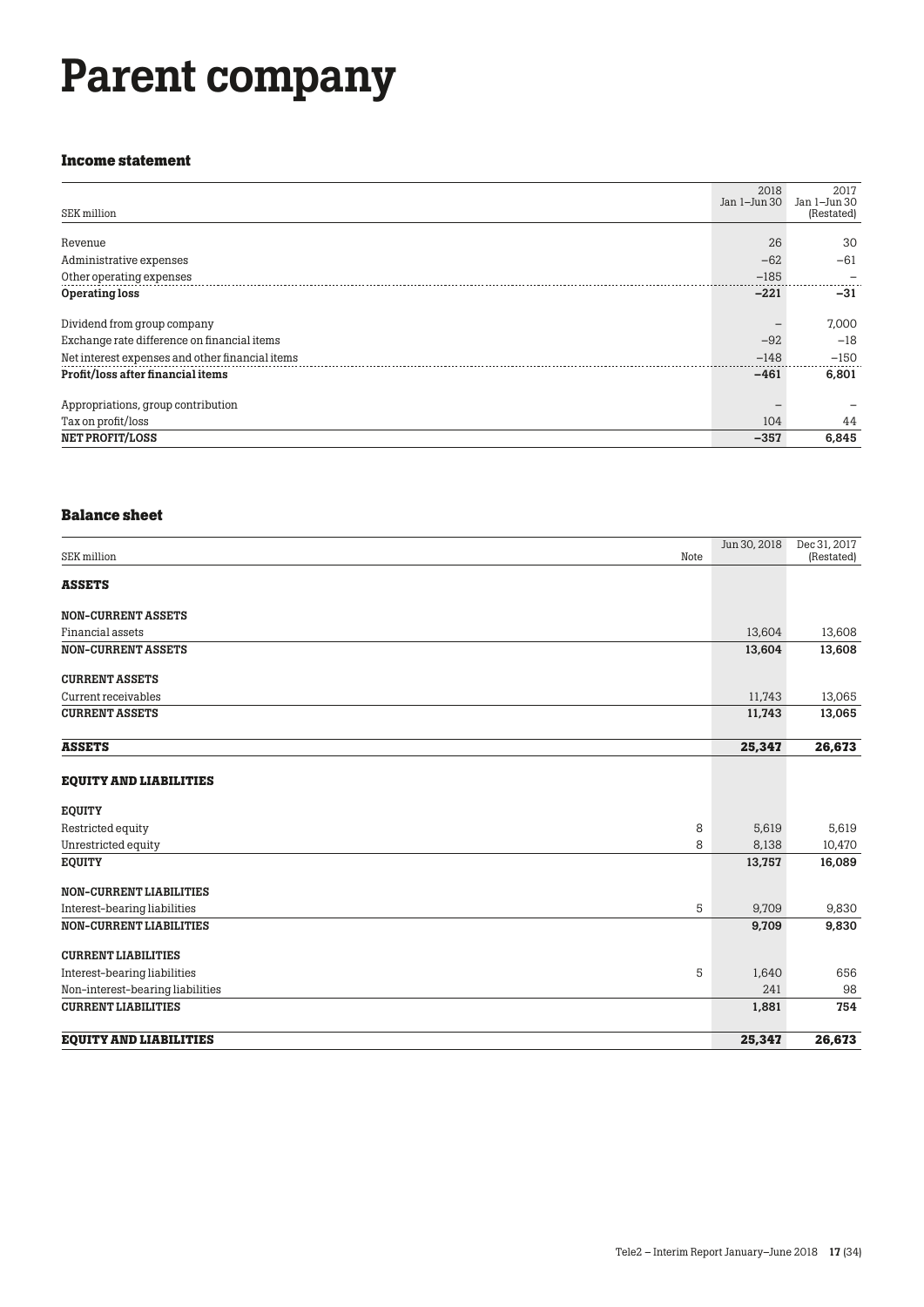# Parent company

### Income statement

| SEK million | 2018 Jan 1–Jun 30 | 2017 Jan 1–Jun 30 (Restated) |
|---|---|---|
| Revenue | 26 | 30 |
| Administrative expenses | –62 | –61 |
| Other operating expenses | –185 | – |
| **Operating loss** | **–221** | **–31** |
| Dividend from group company | – | 7,000 |
| Exchange rate difference on financial items | –92 | –18 |
| Net interest expenses and other financial items | –148 | –150 |
| **Profit/loss after financial items** | **–461** | **6,801** |
| Appropriations, group contribution | – | – |
| Tax on profit/loss | 104 | 44 |
| **NET PROFIT/LOSS** | **–357** | **6,845** |

### Balance sheet

| SEK million | Note | Jun 30, 2018 | Dec 31, 2017 (Restated) |
|---|---|---|---|
| **ASSETS** | | | |
| **NON-CURRENT ASSETS** | | | |
| Financial assets | | 13,604 | 13,608 |
| **NON-CURRENT ASSETS** | | **13,604** | **13,608** |
| **CURRENT ASSETS** | | | |
| Current receivables | | 11,743 | 13,065 |
| **CURRENT ASSETS** | | **11,743** | **13,065** |
| **ASSETS** | | **25,347** | **26,673** |
| **EQUITY AND LIABILITIES** | | | |
| **EQUITY** | | | |
| Restricted equity | 8 | 5,619 | 5,619 |
| Unrestricted equity | 8 | 8,138 | 10,470 |
| **EQUITY** | | **13,757** | **16,089** |
| **NON-CURRENT LIABILITIES** | | | |
| Interest-bearing liabilities | 5 | 9,709 | 9,830 |
| **NON-CURRENT LIABILITIES** | | **9,709** | **9,830** |
| **CURRENT LIABILITIES** | | | |
| Interest-bearing liabilities | 5 | 1,640 | 656 |
| Non-interest-bearing liabilities | | 241 | 98 |
| **CURRENT LIABILITIES** | | **1,881** | **754** |
| **EQUITY AND LIABILITIES** | | **25,347** | **26,673** |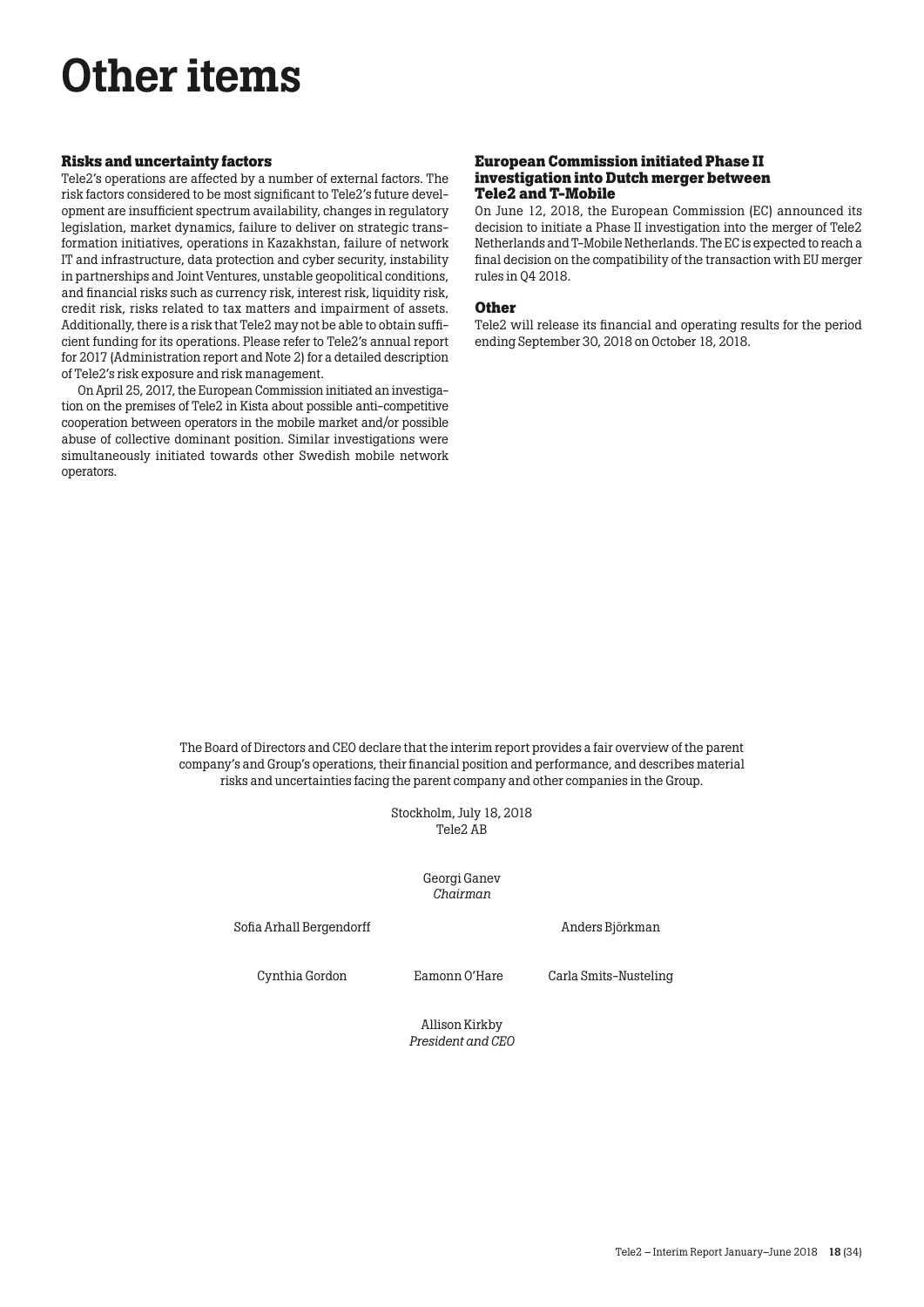# Other items

### Risks and uncertainty factors

Tele2's operations are affected by a number of external factors. The risk factors considered to be most significant to Tele2's future development are insufficient spectrum availability, changes in regulatory legislation, market dynamics, failure to deliver on strategic transformation initiatives, operations in Kazakhstan, failure of network IT and infrastructure, data protection and cyber security, instability in partnerships and Joint Ventures, unstable geopolitical conditions, and financial risks such as currency risk, interest risk, liquidity risk, credit risk, risks related to tax matters and impairment of assets. Additionally, there is a risk that Tele2 may not be able to obtain sufficient funding for its operations. Please refer to Tele2's annual report for 2017 (Administration report and Note 2) for a detailed description of Tele2's risk exposure and risk management.

On April 25, 2017, the European Commission initiated an investigation on the premises of Tele2 in Kista about possible anti-competitive cooperation between operators in the mobile market and/or possible abuse of collective dominant position. Similar investigations were simultaneously initiated towards other Swedish mobile network operators.

### European Commission initiated Phase II investigation into Dutch merger between Tele2 and T-Mobile

On June 12, 2018, the European Commission (EC) announced its decision to initiate a Phase II investigation into the merger of Tele2 Netherlands and T-Mobile Netherlands. The EC is expected to reach a final decision on the compatibility of the transaction with EU merger rules in Q4 2018.

### Other

Tele2 will release its financial and operating results for the period ending September 30, 2018 on October 18, 2018.

The Board of Directors and CEO declare that the interim report provides a fair overview of the parent company's and Group's operations, their financial position and performance, and describes material risks and uncertainties facing the parent company and other companies in the Group.

Stockholm, July 18, 2018
Tele2 AB

Georgi Ganev
*Chairman*

Sofia Arhall Bergendorff

Anders Björkman

Cynthia Gordon

Eamonn O'Hare

Carla Smits-Nusteling

Allison Kirkby
*President and CEO*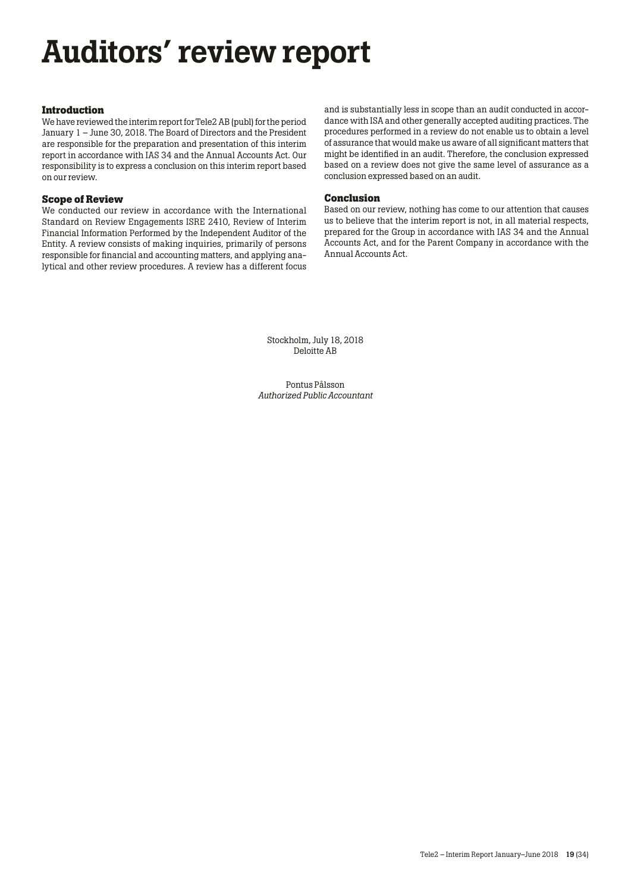# Auditors' review report

### Introduction

We have reviewed the interim report for Tele2 AB (publ) for the period January 1 – June 30, 2018. The Board of Directors and the President are responsible for the preparation and presentation of this interim report in accordance with IAS 34 and the Annual Accounts Act. Our responsibility is to express a conclusion on this interim report based on our review.

### Scope of Review

We conducted our review in accordance with the International Standard on Review Engagements ISRE 2410, Review of Interim Financial Information Performed by the Independent Auditor of the Entity. A review consists of making inquiries, primarily of persons responsible for financial and accounting matters, and applying analytical and other review procedures. A review has a different focus and is substantially less in scope than an audit conducted in accordance with ISA and other generally accepted auditing practices. The procedures performed in a review do not enable us to obtain a level of assurance that would make us aware of all significant matters that might be identified in an audit. Therefore, the conclusion expressed based on a review does not give the same level of assurance as a conclusion expressed based on an audit.

### Conclusion

Based on our review, nothing has come to our attention that causes us to believe that the interim report is not, in all material respects, prepared for the Group in accordance with IAS 34 and the Annual Accounts Act, and for the Parent Company in accordance with the Annual Accounts Act.

Stockholm, July 18, 2018
Deloitte AB

Pontus Pålsson
*Authorized Public Accountant*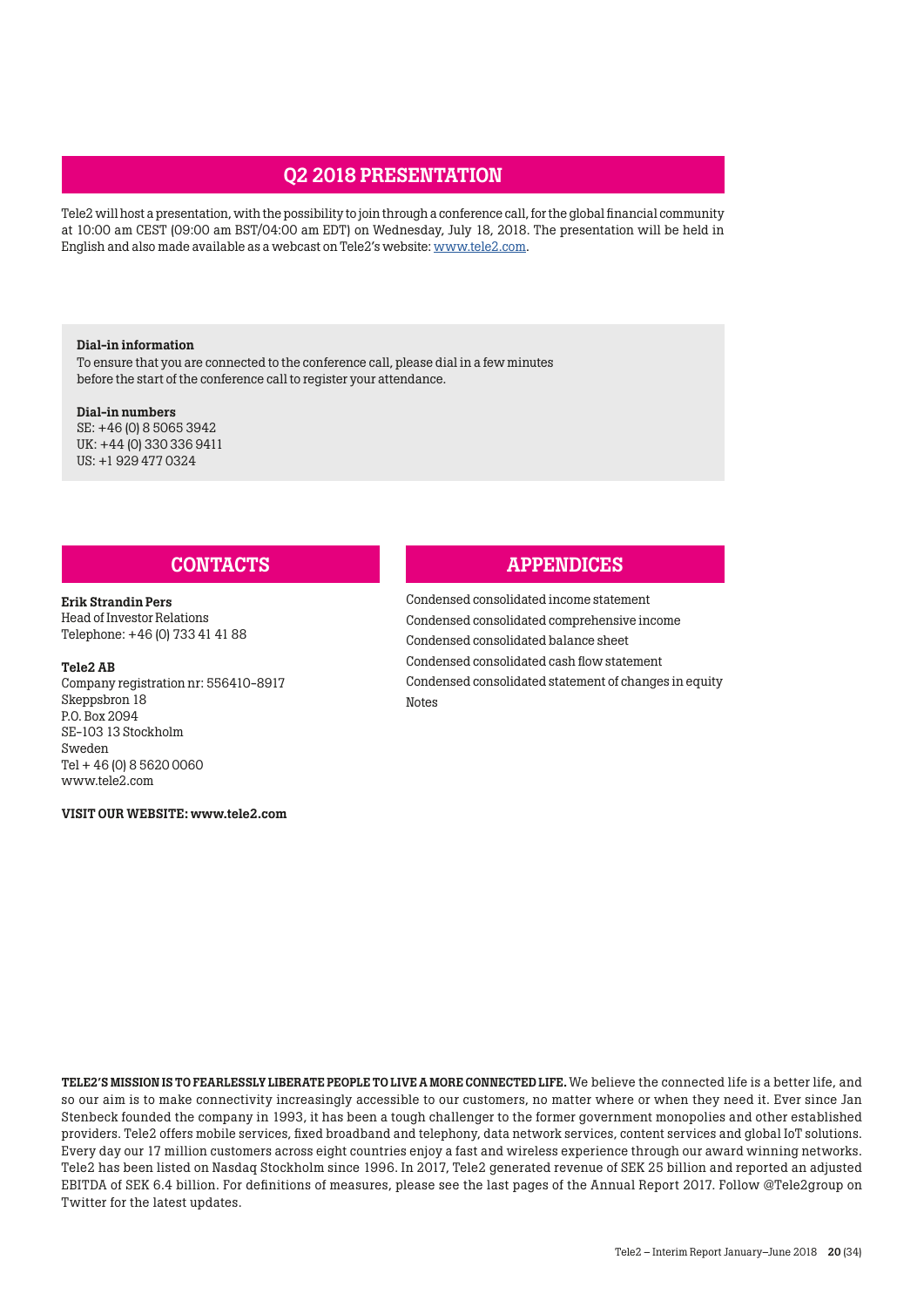## Q2 2018 PRESENTATION

Tele2 will host a presentation, with the possibility to join through a conference call, for the global financial community at 10:00 am CEST (09:00 am BST/04:00 am EDT) on Wednesday, July 18, 2018. The presentation will be held in English and also made available as a webcast on Tele2's website: www.tele2.com.

**Dial-in information**
To ensure that you are connected to the conference call, please dial in a few minutes before the start of the conference call to register your attendance.

**Dial-in numbers**
SE: +46 (0) 8 5065 3942
UK: +44 (0) 330 336 9411
US: +1 929 477 0324

## CONTACTS

**Erik Strandin Pers**
Head of Investor Relations
Telephone: +46 (0) 733 41 41 88

**Tele2 AB**
Company registration nr: 556410-8917
Skeppsbron 18
P.O. Box 2094
SE-103 13 Stockholm
Sweden
Tel + 46 (0) 8 5620 0060
www.tele2.com

**VISIT OUR WEBSITE: www.tele2.com**

## APPENDICES

Condensed consolidated income statement
Condensed consolidated comprehensive income
Condensed consolidated balance sheet
Condensed consolidated cash flow statement
Condensed consolidated statement of changes in equity
Notes

**TELE2'S MISSION IS TO FEARLESSLY LIBERATE PEOPLE TO LIVE A MORE CONNECTED LIFE.** We believe the connected life is a better life, and so our aim is to make connectivity increasingly accessible to our customers, no matter where or when they need it. Ever since Jan Stenbeck founded the company in 1993, it has been a tough challenger to the former government monopolies and other established providers. Tele2 offers mobile services, fixed broadband and telephony, data network services, content services and global IoT solutions. Every day our 17 million customers across eight countries enjoy a fast and wireless experience through our award winning networks. Tele2 has been listed on Nasdaq Stockholm since 1996. In 2017, Tele2 generated revenue of SEK 25 billion and reported an adjusted EBITDA of SEK 6.4 billion. For definitions of measures, please see the last pages of the Annual Report 2017. Follow @Tele2group on Twitter for the latest updates.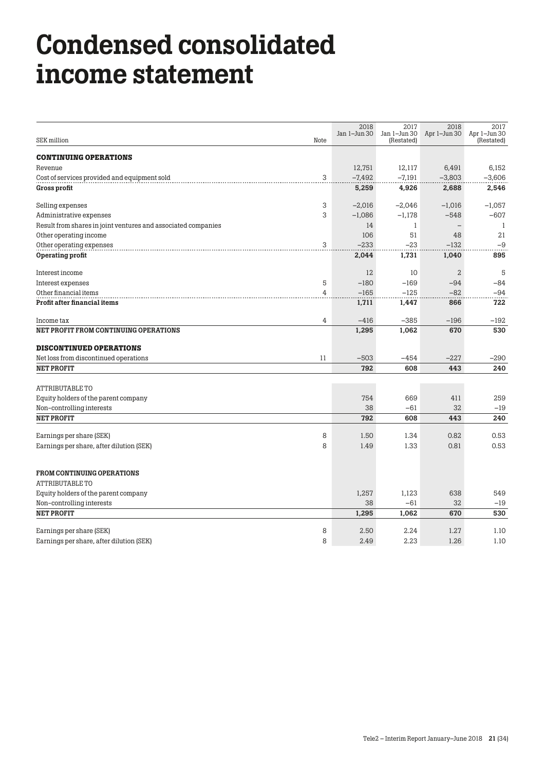# Condensed consolidated income statement

| SEK million | Note | 2018 Jan 1–Jun 30 | 2017 Jan 1–Jun 30 (Restated) | 2018 Apr 1–Jun 30 | 2017 Apr 1–Jun 30 (Restated) |
|---|---|---|---|---|---|
| **CONTINUING OPERATIONS** | | | | | |
| Revenue | | 12,751 | 12,117 | 6,491 | 6,152 |
| Cost of services provided and equipment sold | 3 | –7,492 | –7,191 | –3,803 | –3,606 |
| **Gross profit** | | **5,259** | **4,926** | **2,688** | **2,546** |
| Selling expenses | 3 | –2,016 | –2,046 | –1,016 | –1,057 |
| Administrative expenses | 3 | –1,086 | –1,178 | –548 | –607 |
| Result from shares in joint ventures and associated companies | | 14 | 1 | – | 1 |
| Other operating income | | 106 | 51 | 48 | 21 |
| Other operating expenses | 3 | –233 | –23 | –132 | –9 |
| **Operating profit** | | **2,044** | **1,731** | **1,040** | **895** |
| Interest income | | 12 | 10 | 2 | 5 |
| Interest expenses | 5 | –180 | –169 | –94 | –84 |
| Other financial items | 4 | –165 | –125 | –82 | –94 |
| **Profit after financial items** | | **1,711** | **1,447** | **866** | **722** |
| Income tax | 4 | –416 | –385 | –196 | –192 |
| **NET PROFIT FROM CONTINUING OPERATIONS** | | **1,295** | **1,062** | **670** | **530** |
| **DISCONTINUED OPERATIONS** | | | | | |
| Net loss from discontinued operations | 11 | –503 | –454 | –227 | –290 |
| **NET PROFIT** | | **792** | **608** | **443** | **240** |
| ATTRIBUTABLE TO | | | | | |
| Equity holders of the parent company | | 754 | 669 | 411 | 259 |
| Non-controlling interests | | 38 | –61 | 32 | –19 |
| **NET PROFIT** | | **792** | **608** | **443** | **240** |
| Earnings per share (SEK) | 8 | 1.50 | 1.34 | 0.82 | 0.53 |
| Earnings per share, after dilution (SEK) | 8 | 1.49 | 1.33 | 0.81 | 0.53 |
| **FROM CONTINUING OPERATIONS** | | | | | |
| ATTRIBUTABLE TO | | | | | |
| Equity holders of the parent company | | 1,257 | 1,123 | 638 | 549 |
| Non-controlling interests | | 38 | –61 | 32 | –19 |
| **NET PROFIT** | | **1,295** | **1,062** | **670** | **530** |
| Earnings per share (SEK) | 8 | 2.50 | 2.24 | 1.27 | 1.10 |
| Earnings per share, after dilution (SEK) | 8 | 2.49 | 2.23 | 1.26 | 1.10 |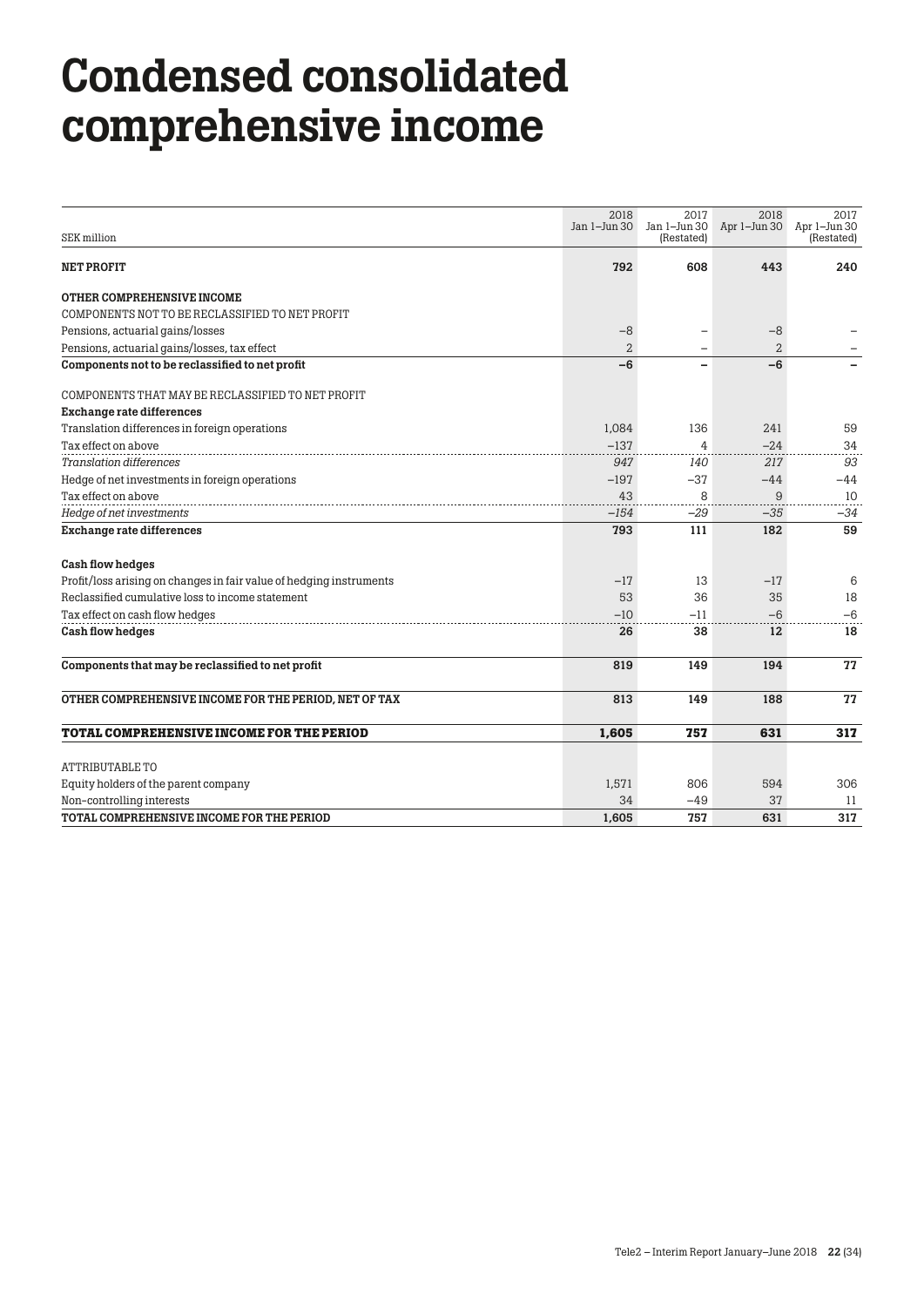# Condensed consolidated comprehensive income

| SEK million | 2018 Jan 1–Jun 30 | 2017 Jan 1–Jun 30 (Restated) | 2018 Apr 1–Jun 30 | 2017 Apr 1–Jun 30 (Restated) |
|---|---|---|---|---|
| **NET PROFIT** | **792** | **608** | **443** | **240** |
| **OTHER COMPREHENSIVE INCOME** | | | | |
| COMPONENTS NOT TO BE RECLASSIFIED TO NET PROFIT | | | | |
| Pensions, actuarial gains/losses | –8 | – | –8 | – |
| Pensions, actuarial gains/losses, tax effect | 2 | – | 2 | – |
| **Components not to be reclassified to net profit** | **–6** | **–** | **–6** | **–** |
| COMPONENTS THAT MAY BE RECLASSIFIED TO NET PROFIT | | | | |
| **Exchange rate differences** | | | | |
| Translation differences in foreign operations | 1,084 | 136 | 241 | 59 |
| Tax effect on above | –137 | 4 | –24 | 34 |
| *Translation differences* | *947* | *140* | *217* | *93* |
| Hedge of net investments in foreign operations | –197 | –37 | –44 | –44 |
| Tax effect on above | 43 | 8 | 9 | 10 |
| *Hedge of net investments* | *–154* | *–29* | *–35* | *–34* |
| **Exchange rate differences** | **793** | **111** | **182** | **59** |
| **Cash flow hedges** | | | | |
| Profit/loss arising on changes in fair value of hedging instruments | –17 | 13 | –17 | 6 |
| Reclassified cumulative loss to income statement | 53 | 36 | 35 | 18 |
| Tax effect on cash flow hedges | –10 | –11 | –6 | –6 |
| **Cash flow hedges** | **26** | **38** | **12** | **18** |
| **Components that may be reclassified to net profit** | **819** | **149** | **194** | **77** |
| **OTHER COMPREHENSIVE INCOME FOR THE PERIOD, NET OF TAX** | **813** | **149** | **188** | **77** |
| **TOTAL COMPREHENSIVE INCOME FOR THE PERIOD** | **1,605** | **757** | **631** | **317** |
| ATTRIBUTABLE TO | | | | |
| Equity holders of the parent company | 1,571 | 806 | 594 | 306 |
| Non-controlling interests | 34 | –49 | 37 | 11 |
| **TOTAL COMPREHENSIVE INCOME FOR THE PERIOD** | **1,605** | **757** | **631** | **317** |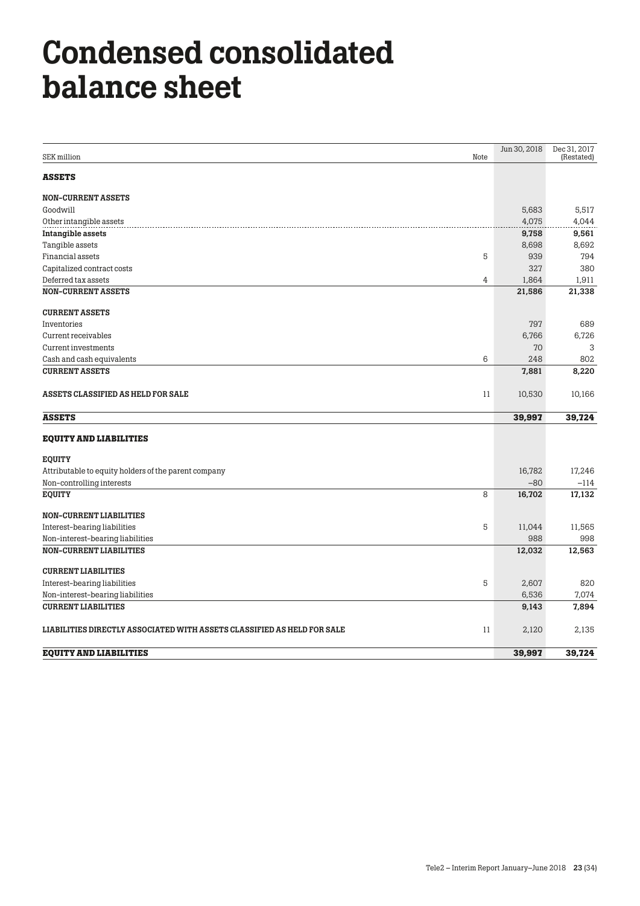# Condensed consolidated balance sheet

| SEK million | Note | Jun 30, 2018 | Dec 31, 2017 (Restated) |
|---|---|---|---|
| **ASSETS** | | | |
| **NON-CURRENT ASSETS** | | | |
| Goodwill | | 5,683 | 5,517 |
| Other intangible assets | | 4,075 | 4,044 |
| **Intangible assets** | | **9,758** | **9,561** |
| Tangible assets | | 8,698 | 8,692 |
| Financial assets | 5 | 939 | 794 |
| Capitalized contract costs | | 327 | 380 |
| Deferred tax assets | 4 | 1,864 | 1,911 |
| **NON-CURRENT ASSETS** | | **21,586** | **21,338** |
| **CURRENT ASSETS** | | | |
| Inventories | | 797 | 689 |
| Current receivables | | 6,766 | 6,726 |
| Current investments | | 70 | 3 |
| Cash and cash equivalents | 6 | 248 | 802 |
| **CURRENT ASSETS** | | **7,881** | **8,220** |
| **ASSETS CLASSIFIED AS HELD FOR SALE** | 11 | 10,530 | 10,166 |
| **ASSETS** | | **39,997** | **39,724** |
| **EQUITY AND LIABILITIES** | | | |
| **EQUITY** | | | |
| Attributable to equity holders of the parent company | | 16,782 | 17,246 |
| Non-controlling interests | | –80 | –114 |
| **EQUITY** | 8 | **16,702** | **17,132** |
| **NON-CURRENT LIABILITIES** | | | |
| Interest-bearing liabilities | 5 | 11,044 | 11,565 |
| Non-interest-bearing liabilities | | 988 | 998 |
| **NON-CURRENT LIABILITIES** | | **12,032** | **12,563** |
| **CURRENT LIABILITIES** | | | |
| Interest-bearing liabilities | 5 | 2,607 | 820 |
| Non-interest-bearing liabilities | | 6,536 | 7,074 |
| **CURRENT LIABILITIES** | | **9,143** | **7,894** |
| **LIABILITIES DIRECTLY ASSOCIATED WITH ASSETS CLASSIFIED AS HELD FOR SALE** | 11 | 2,120 | 2,135 |
| **EQUITY AND LIABILITIES** | | **39,997** | **39,724** |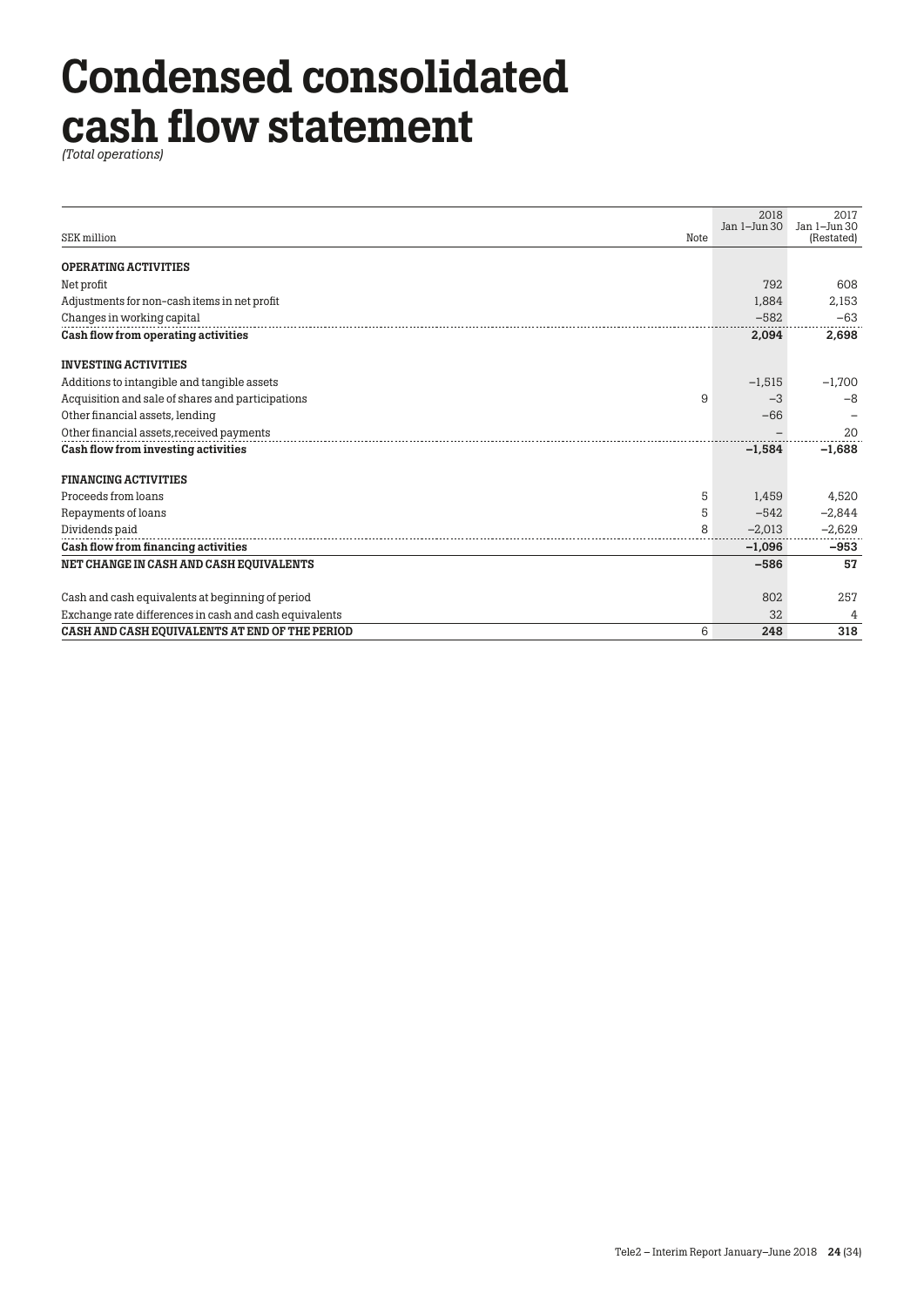# Condensed consolidated cash flow statement

*(Total operations)*

| SEK million | Note | 2018 Jan 1–Jun 30 | 2017 Jan 1–Jun 30 (Restated) |
|---|---|---|---|
| **OPERATING ACTIVITIES** | | | |
| Net profit | | 792 | 608 |
| Adjustments for non-cash items in net profit | | 1,884 | 2,153 |
| Changes in working capital | | –582 | –63 |
| **Cash flow from operating activities** | | **2,094** | **2,698** |
| **INVESTING ACTIVITIES** | | | |
| Additions to intangible and tangible assets | | –1,515 | –1,700 |
| Acquisition and sale of shares and participations | 9 | –3 | –8 |
| Other financial assets, lending | | –66 | – |
| Other financial assets,received payments | | – | 20 |
| **Cash flow from investing activities** | | **–1,584** | **–1,688** |
| **FINANCING ACTIVITIES** | | | |
| Proceeds from loans | 5 | 1,459 | 4,520 |
| Repayments of loans | 5 | –542 | –2,844 |
| Dividends paid | 8 | –2,013 | –2,629 |
| **Cash flow from financing activities** | | **–1,096** | **–953** |
| **NET CHANGE IN CASH AND CASH EQUIVALENTS** | | **–586** | **57** |
| Cash and cash equivalents at beginning of period | | 802 | 257 |
| Exchange rate differences in cash and cash equivalents | | 32 | 4 |
| **CASH AND CASH EQUIVALENTS AT END OF THE PERIOD** | 6 | **248** | **318** |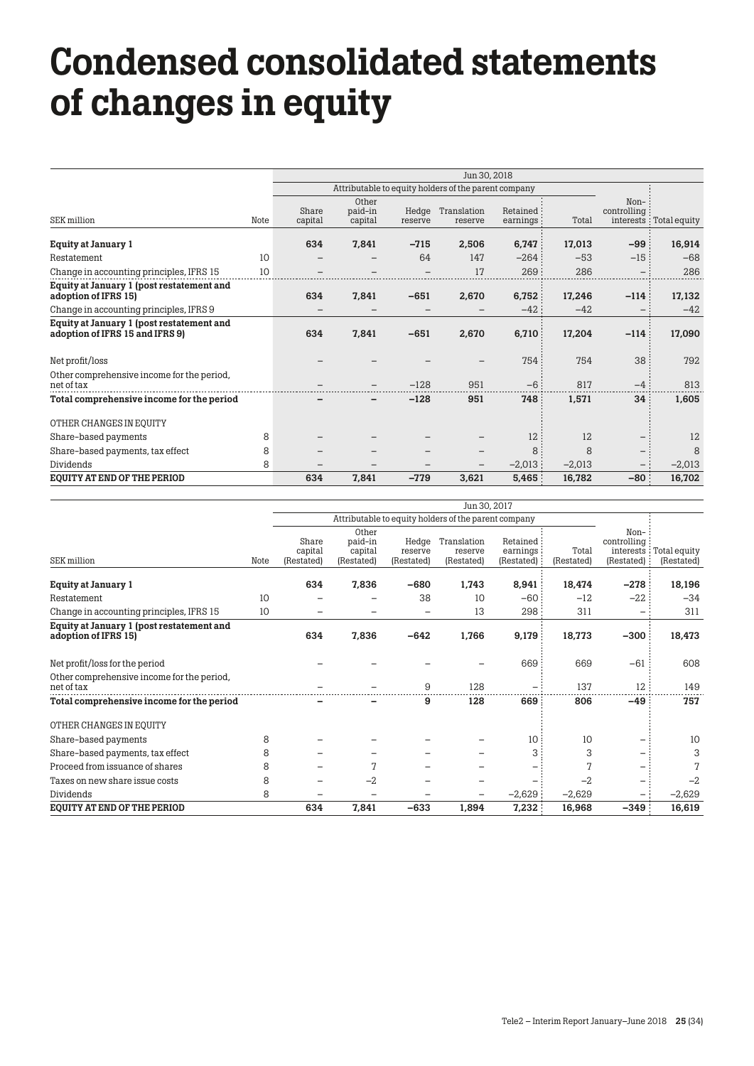# Condensed consolidated statements of changes in equity

| | | Jun 30, 2018 | | | | | | | |
|---|---|---|---|---|---|---|---|---|---|
| | | Attributable to equity holders of the parent company | | | | | | | |
| SEK million | Note | Share capital | Other paid-in capital | Hedge reserve | Translation reserve | Retained earnings | Total | Non-controlling interests | Total equity |
| **Equity at January 1** | | **634** | **7,841** | **−715** | **2,506** | **6,747** | **17,013** | **−99** | **16,914** |
| Restatement | 10 | – | – | 64 | 147 | −264 | −53 | −15 | −68 |
| Change in accounting principles, IFRS 15 | 10 | – | – | – | 17 | 269 | 286 | – | 286 |
| **Equity at January 1 (post restatement and adoption of IFRS 15)** | | **634** | **7,841** | **−651** | **2,670** | **6,752** | **17,246** | **−114** | **17,132** |
| Change in accounting principles, IFRS 9 | | – | – | – | – | −42 | −42 | – | −42 |
| **Equity at January 1 (post restatement and adoption of IFRS 15 and IFRS 9)** | | **634** | **7,841** | **−651** | **2,670** | **6,710** | **17,204** | **−114** | **17,090** |
| Net profit/loss | | – | – | – | – | 754 | 754 | 38 | 792 |
| Other comprehensive income for the period, net of tax | | – | – | −128 | 951 | −6 | 817 | −4 | 813 |
| **Total comprehensive income for the period** | | **–** | **–** | **−128** | **951** | **748** | **1,571** | **34** | **1,605** |
| OTHER CHANGES IN EQUITY | | | | | | | | | |
| Share-based payments | 8 | – | – | – | – | 12 | 12 | – | 12 |
| Share-based payments, tax effect | 8 | – | – | – | – | 8 | 8 | – | 8 |
| Dividends | 8 | – | – | – | – | −2,013 | −2,013 | – | −2,013 |
| **EQUITY AT END OF THE PERIOD** | | **634** | **7,841** | **−779** | **3,621** | **5,465** | **16,782** | **−80** | **16,702** |

| | | Jun 30, 2017 | | | | | | | |
|---|---|---|---|---|---|---|---|---|---|
| | | Attributable to equity holders of the parent company | | | | | | | |
| SEK million | Note | Share capital (Restated) | Other paid-in capital (Restated) | Hedge reserve (Restated) | Translation reserve (Restated) | Retained earnings (Restated) | Total (Restated) | Non-controlling interests (Restated) | Total equity (Restated) |
| **Equity at January 1** | | **634** | **7,836** | **−680** | **1,743** | **8,941** | **18,474** | **−278** | **18,196** |
| Restatement | 10 | – | – | 38 | 10 | −60 | −12 | −22 | −34 |
| Change in accounting principles, IFRS 15 | 10 | – | – | – | 13 | 298 | 311 | – | 311 |
| **Equity at January 1 (post restatement and adoption of IFRS 15)** | | **634** | **7,836** | **−642** | **1,766** | **9,179** | **18,773** | **−300** | **18,473** |
| Net profit/loss for the period | | – | – | – | – | 669 | 669 | −61 | 608 |
| Other comprehensive income for the period, net of tax | | – | – | 9 | 128 | – | 137 | 12 | 149 |
| **Total comprehensive income for the period** | | **–** | **–** | **9** | **128** | **669** | **806** | **−49** | **757** |
| OTHER CHANGES IN EQUITY | | | | | | | | | |
| Share-based payments | 8 | – | – | – | – | 10 | 10 | – | 10 |
| Share-based payments, tax effect | 8 | – | – | – | – | 3 | 3 | – | 3 |
| Proceed from issuance of shares | 8 | – | 7 | – | – | – | 7 | – | 7 |
| Taxes on new share issue costs | 8 | – | −2 | – | – | – | −2 | – | −2 |
| Dividends | 8 | – | – | – | – | −2,629 | −2,629 | – | −2,629 |
| **EQUITY AT END OF THE PERIOD** | | **634** | **7,841** | **−633** | **1,894** | **7,232** | **16,968** | **−349** | **16,619** |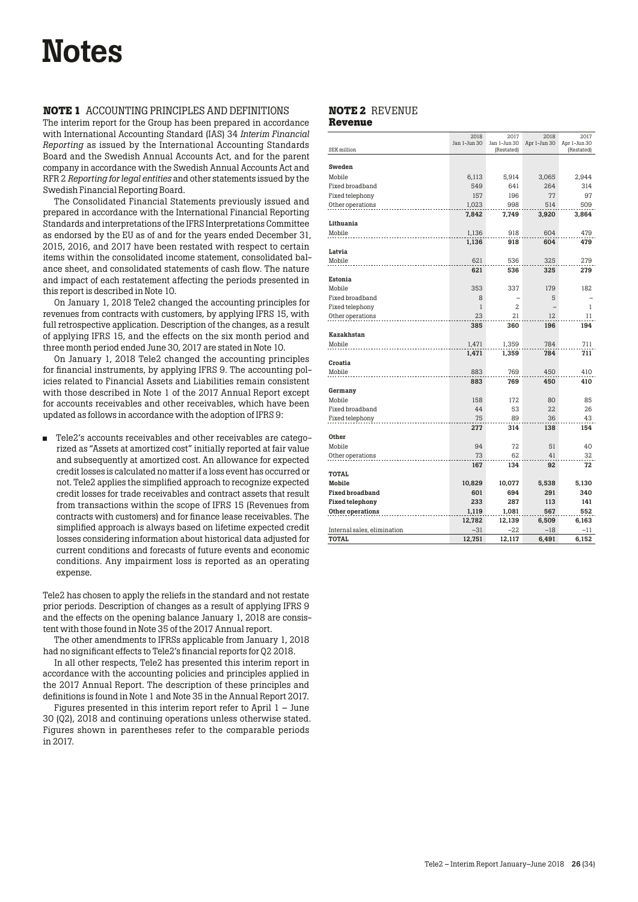# Notes

## NOTE 1 ACCOUNTING PRINCIPLES AND DEFINITIONS

The interim report for the Group has been prepared in accordance with International Accounting Standard (IAS) 34 *Interim Financial Reporting* as issued by the International Accounting Standards Board and the Swedish Annual Accounts Act, and for the parent company in accordance with the Swedish Annual Accounts Act and RFR 2 *Reporting for legal entities* and other statements issued by the Swedish Financial Reporting Board.

The Consolidated Financial Statements previously issued and prepared in accordance with the International Financial Reporting Standards and interpretations of the IFRS Interpretations Committee as endorsed by the EU as of and for the years ended December 31, 2015, 2016, and 2017 have been restated with respect to certain items within the consolidated income statement, consolidated balance sheet, and consolidated statements of cash flow. The nature and impact of each restatement affecting the periods presented in this report is described in Note 10.

On January 1, 2018 Tele2 changed the accounting principles for revenues from contracts with customers, by applying IFRS 15, with full retrospective application. Description of the changes, as a result of applying IFRS 15, and the effects on the six month period and three month period ended June 30, 2017 are stated in Note 10.

On January 1, 2018 Tele2 changed the accounting principles for financial instruments, by applying IFRS 9. The accounting policies related to Financial Assets and Liabilities remain consistent with those described in Note 1 of the 2017 Annual Report except for accounts receivables and other receivables, which have been updated as follows in accordance with the adoption of IFRS 9:

- Tele2's accounts receivables and other receivables are categorized as "Assets at amortized cost" initially reported at fair value and subsequently at amortized cost. An allowance for expected credit losses is calculated no matter if a loss event has occurred or not. Tele2 applies the simplified approach to recognize expected credit losses for trade receivables and contract assets that result from transactions within the scope of IFRS 15 (Revenues from contracts with customers) and for finance lease receivables. The simplified approach is always based on lifetime expected credit losses considering information about historical data adjusted for current conditions and forecasts of future events and economic conditions. Any impairment loss is reported as an operating expense.

Tele2 has chosen to apply the reliefs in the standard and not restate prior periods. Description of changes as a result of applying IFRS 9 and the effects on the opening balance January 1, 2018 are consistent with those found in Note 35 of the 2017 Annual report.

The other amendments to IFRSs applicable from January 1, 2018 had no significant effects to Tele2's financial reports for Q2 2018.

In all other respects, Tele2 has presented this interim report in accordance with the accounting policies and principles applied in the 2017 Annual Report. The description of these principles and definitions is found in Note 1 and Note 35 in the Annual Report 2017.

Figures presented in this interim report refer to April 1 – June 30 (Q2), 2018 and continuing operations unless otherwise stated. Figures shown in parentheses refer to the comparable periods in 2017.

## NOTE 2 REVENUE

### Revenue

| SEK million | 2018 Jan 1-Jun 30 | 2017 Jan 1-Jun 30 (Restated) | 2018 Apr 1-Jun 30 | 2017 Apr 1-Jun 30 (Restated) |
|---|---|---|---|---|
| **Sweden** | | | | |
| Mobile | 6,113 | 5,914 | 3,065 | 2,944 |
| Fixed broadband | 549 | 641 | 264 | 314 |
| Fixed telephony | 157 | 196 | 77 | 97 |
| Other operations | 1,023 | 998 | 514 | 509 |
| | **7,842** | **7,749** | **3,920** | **3,864** |
| **Lithuania** | | | | |
| Mobile | 1,136 | 918 | 604 | 479 |
| | **1,136** | **918** | **604** | **479** |
| **Latvia** | | | | |
| Mobile | 621 | 536 | 325 | 279 |
| | **621** | **536** | **325** | **279** |
| **Estonia** | | | | |
| Mobile | 353 | 337 | 179 | 182 |
| Fixed broadband | 8 | – | 5 | – |
| Fixed telephony | 1 | 2 | – | 1 |
| Other operations | 23 | 21 | 12 | 11 |
| | **385** | **360** | **196** | **194** |
| **Kazakhstan** | | | | |
| Mobile | 1,471 | 1,359 | 784 | 711 |
| | **1,471** | **1,359** | **784** | **711** |
| **Croatia** | | | | |
| Mobile | 883 | 769 | 450 | 410 |
| | **883** | **769** | **450** | **410** |
| **Germany** | | | | |
| Mobile | 158 | 172 | 80 | 85 |
| Fixed broadband | 44 | 53 | 22 | 26 |
| Fixed telephony | 75 | 89 | 36 | 43 |
| | **277** | **314** | **138** | **154** |
| **Other** | | | | |
| Mobile | 94 | 72 | 51 | 40 |
| Other operations | 73 | 62 | 41 | 32 |
| | **167** | **134** | **92** | **72** |
| **TOTAL** | | | | |
| **Mobile** | **10,829** | **10,077** | **5,538** | **5,130** |
| **Fixed broadband** | **601** | **694** | **291** | **340** |
| **Fixed telephony** | **233** | **287** | **113** | **141** |
| **Other operations** | **1,119** | **1,081** | **567** | **552** |
| | **12,782** | **12,139** | **6,509** | **6,163** |
| Internal sales, elimination | –31 | –22 | –18 | –11 |
| **TOTAL** | **12,751** | **12,117** | **6,491** | **6,152** |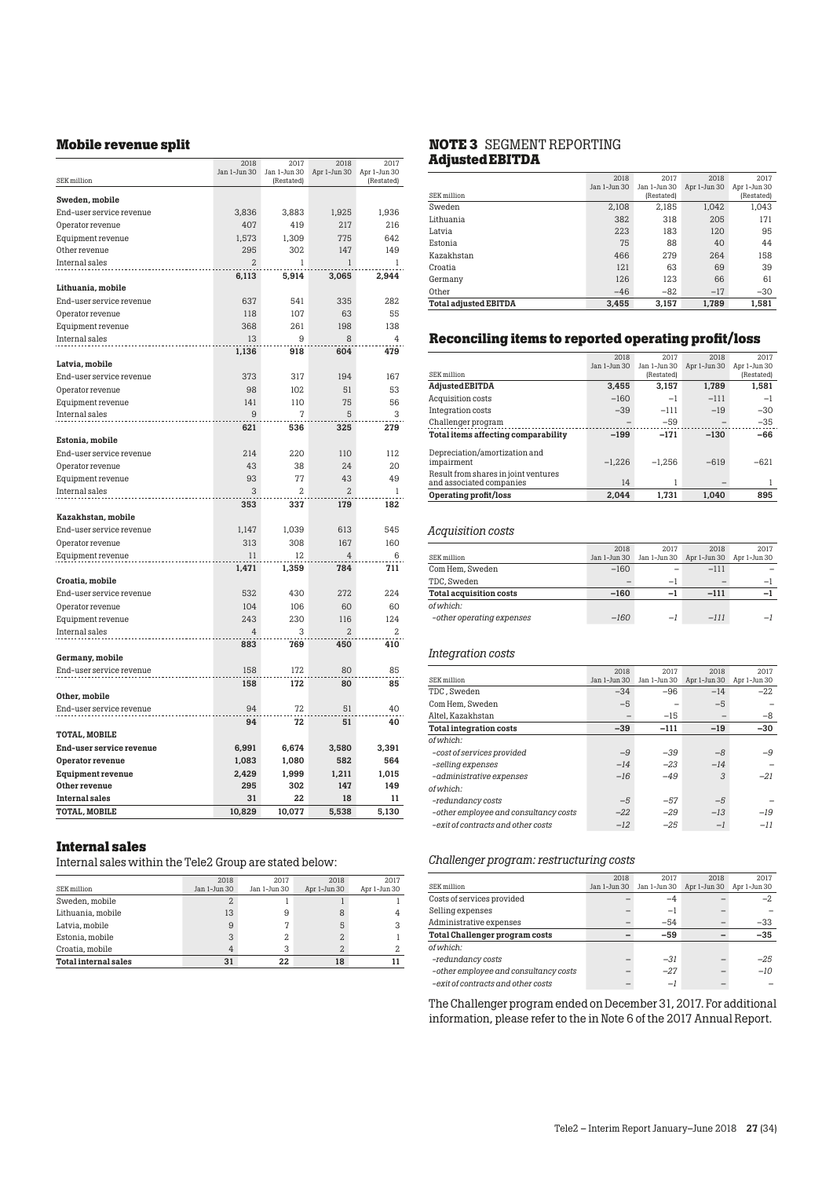## Mobile revenue split

| SEK million | 2018 Jan 1–Jun 30 | 2017 Jan 1–Jun 30 (Restated) | 2018 Apr 1–Jun 30 | 2017 Apr 1–Jun 30 (Restated) |
|---|---|---|---|---|
| **Sweden, mobile** | | | | |
| End-user service revenue | 3,836 | 3,883 | 1,925 | 1,936 |
| Operator revenue | 407 | 419 | 217 | 216 |
| Equipment revenue | 1,573 | 1,309 | 775 | 642 |
| Other revenue | 295 | 302 | 147 | 149 |
| Internal sales | 2 | 1 | 1 | 1 |
| | **6,113** | **5,914** | **3,065** | **2,944** |
| **Lithuania, mobile** | | | | |
| End-user service revenue | 637 | 541 | 335 | 282 |
| Operator revenue | 118 | 107 | 63 | 55 |
| Equipment revenue | 368 | 261 | 198 | 138 |
| Internal sales | 13 | 9 | 8 | 4 |
| | **1,136** | **918** | **604** | **479** |
| **Latvia, mobile** | | | | |
| End-user service revenue | 373 | 317 | 194 | 167 |
| Operator revenue | 98 | 102 | 51 | 53 |
| Equipment revenue | 141 | 110 | 75 | 56 |
| Internal sales | 9 | 7 | 5 | 3 |
| | **621** | **536** | **325** | **279** |
| **Estonia, mobile** | | | | |
| End-user service revenue | 214 | 220 | 110 | 112 |
| Operator revenue | 43 | 38 | 24 | 20 |
| Equipment revenue | 93 | 77 | 43 | 49 |
| Internal sales | 3 | 2 | 2 | 1 |
| | **353** | **337** | **179** | **182** |
| **Kazakhstan, mobile** | | | | |
| End-user service revenue | 1,147 | 1,039 | 613 | 545 |
| Operator revenue | 313 | 308 | 167 | 160 |
| Equipment revenue | 11 | 12 | 4 | 6 |
| | **1,471** | **1,359** | **784** | **711** |
| **Croatia, mobile** | | | | |
| End-user service revenue | 532 | 430 | 272 | 224 |
| Operator revenue | 104 | 106 | 60 | 60 |
| Equipment revenue | 243 | 230 | 116 | 124 |
| Internal sales | 4 | 3 | 2 | 2 |
| | **883** | **769** | **450** | **410** |
| **Germany, mobile** | | | | |
| End-user service revenue | 158 | 172 | 80 | 85 |
| | **158** | **172** | **80** | **85** |
| **Other, mobile** | | | | |
| End-user service revenue | 94 | 72 | 51 | 40 |
| | **94** | **72** | **51** | **40** |
| **TOTAL, MOBILE** | | | | |
| **End-user service revenue** | **6,991** | **6,674** | **3,580** | **3,391** |
| **Operator revenue** | **1,083** | **1,080** | **582** | **564** |
| **Equipment revenue** | **2,429** | **1,999** | **1,211** | **1,015** |
| **Other revenue** | **295** | **302** | **147** | **149** |
| **Internal sales** | **31** | **22** | **18** | **11** |
| **TOTAL, MOBILE** | **10,829** | **10,077** | **5,538** | **5,130** |

## Internal sales

Internal sales within the Tele2 Group are stated below:

| SEK million | 2018 Jan 1–Jun 30 | 2017 Jan 1–Jun 30 | 2018 Apr 1–Jun 30 | 2017 Apr 1–Jun 30 |
|---|---|---|---|---|
| Sweden, mobile | 2 | 1 | 1 | 1 |
| Lithuania, mobile | 13 | 9 | 8 | 4 |
| Latvia, mobile | 9 | 7 | 5 | 3 |
| Estonia, mobile | 3 | 2 | 2 | 1 |
| Croatia, mobile | 4 | 3 | 2 | 2 |
| **Total internal sales** | **31** | **22** | **18** | **11** |

## NOTE 3 SEGMENT REPORTING

### Adjusted EBITDA

| SEK million | 2018 Jan 1–Jun 30 | 2017 Jan 1–Jun 30 (Restated) | 2018 Apr 1–Jun 30 | 2017 Apr 1–Jun 30 (Restated) |
|---|---|---|---|---|
| Sweden | 2,108 | 2,185 | 1,042 | 1,043 |
| Lithuania | 382 | 318 | 205 | 171 |
| Latvia | 223 | 183 | 120 | 95 |
| Estonia | 75 | 88 | 40 | 44 |
| Kazakhstan | 466 | 279 | 264 | 158 |
| Croatia | 121 | 63 | 69 | 39 |
| Germany | 126 | 123 | 66 | 61 |
| Other | −46 | −82 | −17 | −30 |
| **Total adjusted EBITDA** | **3,455** | **3,157** | **1,789** | **1,581** |

## Reconciling items to reported operating profit/loss

| SEK million | 2018 Jan 1–Jun 30 | 2017 Jan 1–Jun 30 (Restated) | 2018 Apr 1–Jun 30 | 2017 Apr 1–Jun 30 (Restated) |
|---|---|---|---|---|
| **Adjusted EBITDA** | **3,455** | **3,157** | **1,789** | **1,581** |
| Acquisition costs | −160 | −1 | −111 | −1 |
| Integration costs | −39 | −111 | −19 | −30 |
| Challenger program | – | −59 | – | −35 |
| **Total items affecting comparability** | **−199** | **−171** | **−130** | **−66** |
| Depreciation/amortization and impairment | −1,226 | −1,256 | −619 | −621 |
| Result from shares in joint ventures and associated companies | 14 | 1 | – | 1 |
| **Operating profit/loss** | **2,044** | **1,731** | **1,040** | **895** |

### *Acquisition costs*

| SEK million | 2018 Jan 1–Jun 30 | 2017 Jan 1–Jun 30 | 2018 Apr 1–Jun 30 | 2017 Apr 1–Jun 30 |
|---|---|---|---|---|
| Com Hem, Sweden | −160 | – | −111 | – |
| TDC, Sweden | – | −1 | – | −1 |
| **Total acquisition costs** | **−160** | **−1** | **−111** | **−1** |
| *of which:* | | | | |
| *–other operating expenses* | *−160* | *−1* | *−111* | *−1* |

### *Integration costs*

| SEK million | 2018 Jan 1–Jun 30 | 2017 Jan 1–Jun 30 | 2018 Apr 1–Jun 30 | 2017 Apr 1–Jun 30 |
|---|---|---|---|---|
| TDC , Sweden | −34 | −96 | −14 | −22 |
| Com Hem, Sweden | −5 | – | −5 | – |
| Altel, Kazakhstan | – | −15 | – | −8 |
| **Total integration costs** | **−39** | **−111** | **−19** | **−30** |
| *of which:* | | | | |
| *–cost of services provided* | *−9* | *−39* | *−8* | *−9* |
| *–selling expenses* | *−14* | *−23* | *−14* | *–* |
| *–administrative expenses* | *−16* | *−49* | *3* | *−21* |
| *of which:* | | | | |
| *–redundancy costs* | *−5* | *−57* | *−5* | *–* |
| *–other employee and consultancy costs* | *−22* | *−29* | *−13* | *−19* |
| *–exit of contracts and other costs* | *−12* | *−25* | *−1* | *−11* |

### *Challenger program: restructuring costs*

| SEK million | 2018 Jan 1–Jun 30 | 2017 Jan 1–Jun 30 | 2018 Apr 1–Jun 30 | 2017 Apr 1–Jun 30 |
|---|---|---|---|---|
| Costs of services provided | – | −4 | – | −2 |
| Selling expenses | – | −1 | – | – |
| Administrative expenses | – | −54 | – | −33 |
| **Total Challenger program costs** | **–** | **−59** | **–** | **−35** |
| *of which:* | | | | |
| *–redundancy costs* | *–* | *−31* | *–* | *−25* |
| *–other employee and consultancy costs* | *–* | *−27* | *–* | *−10* |
| *–exit of contracts and other costs* | *–* | *−1* | *–* | *–* |

The Challenger program ended on December 31, 2017. For additional information, please refer to the in Note 6 of the 2017 Annual Report.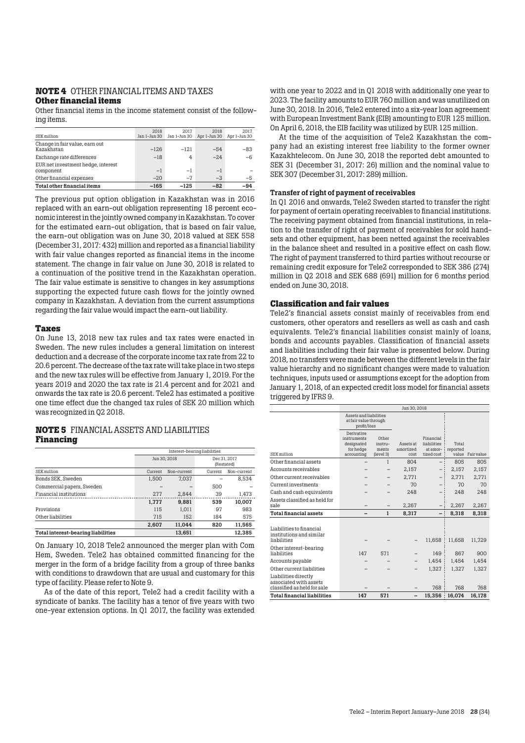## NOTE 4 OTHER FINANCIAL ITEMS AND TAXES

### Other financial items

Other financial items in the income statement consist of the following items.

| SEK million | 2018 Jan 1–Jun 30 | 2017 Jan 1–Jun 30 | 2018 Apr 1–Jun 30 | 2017 Apr 1–Jun 30 |
|---|---|---|---|---|
| Change in fair value, earn out Kazakhstan | –126 | –121 | –54 | –83 |
| Exchange rate differences | –18 | 4 | –24 | –6 |
| EUR net investment hedge, interest component | –1 | –1 | –1 | – |
| Other financial expenses | –20 | –7 | –3 | –5 |
| **Total other financial items** | **–165** | **–125** | **–82** | **–94** |

The previous put option obligation in Kazakhstan was in 2016 replaced with an earn-out obligation representing 18 percent economic interest in the jointly owned company in Kazakhstan. To cover for the estimated earn-out obligation, that is based on fair value, the earn-out obligation was on June 30, 2018 valued at SEK 558 (December 31, 2017: 432) million and reported as a financial liability with fair value changes reported as financial items in the income statement. The change in fair value on June 30, 2018 is related to a continuation of the positive trend in the Kazakhstan operation. The fair value estimate is sensitive to changes in key assumptions supporting the expected future cash flows for the jointly owned company in Kazakhstan. A deviation from the current assumptions regarding the fair value would impact the earn-out liability.

### Taxes

On June 13, 2018 new tax rules and tax rates were enacted in Sweden. The new rules includes a general limitation on interest deduction and a decrease of the corporate income tax rate from 22 to 20.6 percent. The decrease of the tax rate will take place in two steps and the new tax rules will be effective from January 1, 2019. For the years 2019 and 2020 the tax rate is 21.4 percent and for 2021 and onwards the tax rate is 20.6 percent. Tele2 has estimated a positive one time effect due the changed tax rules of SEK 20 million which was recognized in Q2 2018.

## NOTE 5 FINANCIAL ASSETS AND LIABILITIES

### Financing

| | Interest-bearing liabilities | | | |
|---|---|---|---|---|
| | Jun 30, 2018 | | Dec 31, 2017 (Restated) | |
| SEK million | Current | Non-current | Current | Non-current |
| Bonds SEK, Sweden | 1,500 | 7,037 | – | 8,534 |
| Commercial papers, Sweden | – | – | 500 | – |
| Financial institutions | 277 | 2,844 | 39 | 1,473 |
| | **1,777** | **9,881** | **539** | **10,007** |
| Provisions | 115 | 1,011 | 97 | 983 |
| Other liabilities | 715 | 152 | 184 | 575 |
| | **2,607** | **11,044** | **820** | **11,565** |
| **Total interest-bearing liabilities** | | **13,651** | | **12,385** |

On January 10, 2018 Tele2 announced the merger plan with Com Hem, Sweden. Tele2 has obtained committed financing for the merger in the form of a bridge facility from a group of three banks with conditions to drawdown that are usual and customary for this type of facility. Please refer to Note 9.

As of the date of this report, Tele2 had a credit facility with a syndicate of banks. The facility has a tenor of five years with two one-year extension options. In Q1 2017, the facility was extended with one year to 2022 and in Q1 2018 with additionally one year to 2023. The facility amounts to EUR 760 million and was unutilized on June 30, 2018. In 2016, Tele2 entered into a six-year loan agreement with European Investment Bank (EIB) amounting to EUR 125 million. On April 6, 2018, the EIB facility was utilized by EUR 125 million.

At the time of the acquisition of Tele2 Kazakhstan the company had an existing interest free liability to the former owner Kazakhtelecom. On June 30, 2018 the reported debt amounted to SEK 31 (December 31, 2017: 26) million and the nominal value to SEK 307 (December 31, 2017: 289) million.

#### Transfer of right of payment of receivables

In Q1 2016 and onwards, Tele2 Sweden started to transfer the right for payment of certain operating receivables to financial institutions. The receiving payment obtained from financial institutions, in relation to the transfer of right of payment of receivables for sold handsets and other equipment, has been netted against the receivables in the balance sheet and resulted in a positive effect on cash flow. The right of payment transferred to third parties without recourse or remaining credit exposure for Tele2 corresponded to SEK 386 (274) million in Q2 2018 and SEK 688 (691) million for 6 months period ended on June 30, 2018.

### Classification and fair values

Tele2's financial assets consist mainly of receivables from end customers, other operators and resellers as well as cash and cash equivalents. Tele2's financial liabilities consist mainly of loans, bonds and accounts payables. Classification of financial assets and liabilities including their fair value is presented below. During 2018, no transfers were made between the different levels in the fair value hierarchy and no significant changes were made to valuation techniques, inputs used or assumptions except for the adoption from January 1, 2018, of an expected credit loss model for financial assets triggered by IFRS 9.

| | Jun 30, 2018 | | | | | |
|---|---|---|---|---|---|---|
| | Assets and liabilities at fair value through profit/loss | | | | | |
| SEK million | Derivative instruments designated for hedge accounting | Other instruments (level 3) | Assets at amortized cost | Financial liabilities at amortized cost | Total reported value | Fair value |
| Other financial assets | – | 1 | 804 | – | 805 | 805 |
| Accounts receivables | – | – | 2,157 | – | 2,157 | 2,157 |
| Other current receivables | – | – | 2,771 | – | 2,771 | 2,771 |
| Current investments | – | – | 70 | – | 70 | 70 |
| Cash and cash equivalents | – | – | 248 | – | 248 | 248 |
| Assets classified as held for sale | – | – | 2,267 | – | 2,267 | 2,267 |
| **Total financial assets** | **–** | **1** | **8,317** | **–** | **8,318** | **8,318** |
| Liabilities to financial institutions and similar liabilities | – | – | – | 11,658 | 11,658 | 11,729 |
| Other interest-bearing liabilities | 147 | 571 | – | 149 | 867 | 900 |
| Accounts payable | – | – | – | 1,454 | 1,454 | 1,454 |
| Other current liabilities | – | – | – | 1,327 | 1,327 | 1,327 |
| Liabilities directly associated with assets classified as held for sale | – | – | – | 768 | 768 | 768 |
| **Total financial liabilities** | **147** | **571** | **–** | **15,356** | **16,074** | **16,178** |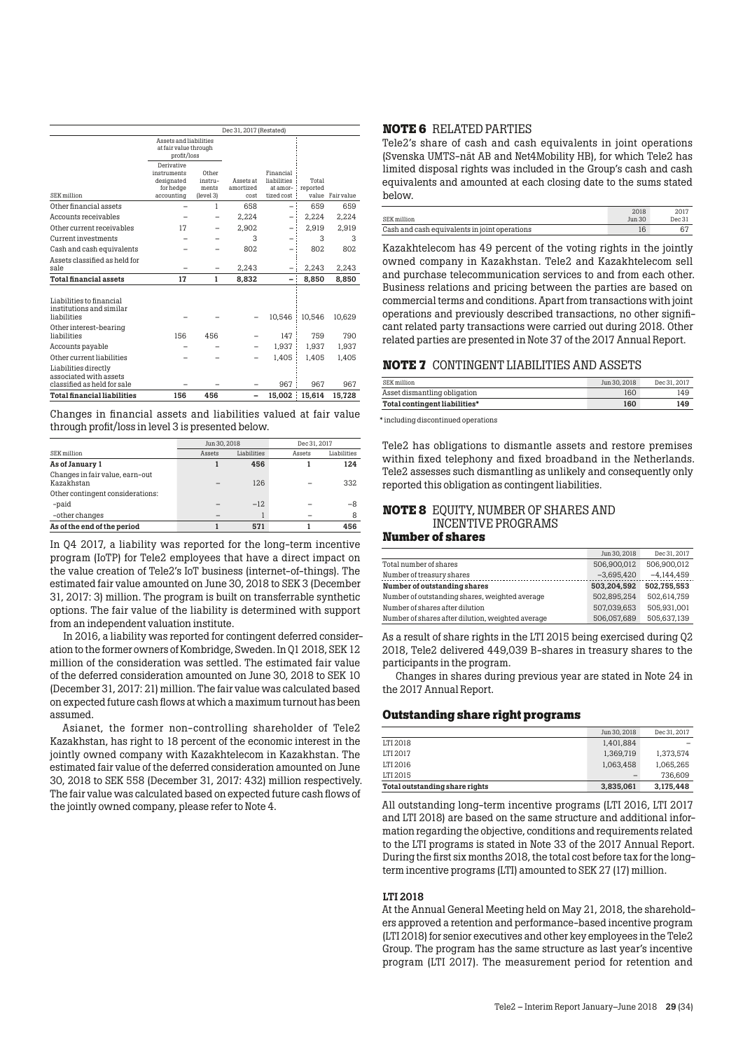| | Dec 31, 2017 (Restated) | | | | | |
|---|---|---|---|---|---|---|
| | Assets and liabilities at fair value through profit/loss | | | | | |
| SEK million | Derivative instruments designated for hedge accounting | Other instruments (level 3) | Assets at amortized cost | Financial liabilities at amortized cost | Total reported value | Fair value |
| Other financial assets | – | 1 | 658 | – | 659 | 659 |
| Accounts receivables | – | – | 2,224 | – | 2,224 | 2,224 |
| Other current receivables | 17 | – | 2,902 | – | 2,919 | 2,919 |
| Current investments | – | – | 3 | – | 3 | 3 |
| Cash and cash equivalents | – | – | 802 | – | 802 | 802 |
| Assets classified as held for sale | – | – | 2,243 | – | 2,243 | 2,243 |
| **Total financial assets** | **17** | **1** | **8,832** | **–** | **8,850** | **8,850** |
| Liabilities to financial institutions and similar liabilities | – | – | – | 10,546 | 10,546 | 10,629 |
| Other interest-bearing liabilities | 156 | 456 | – | 147 | 759 | 790 |
| Accounts payable | – | – | – | 1,937 | 1,937 | 1,937 |
| Other current liabilities | – | – | – | 1,405 | 1,405 | 1,405 |
| Liabilities directly associated with assets classified as held for sale | – | – | – | 967 | 967 | 967 |
| **Total financial liabilities** | **156** | **456** | **–** | **15,002** | **15,614** | **15,728** |

Changes in financial assets and liabilities valued at fair value through profit/loss in level 3 is presented below.

| | Jun 30, 2018 | | Dec 31, 2017 | |
|---|---|---|---|---|
| SEK million | Assets | Liabilities | Assets | Liabilities |
| **As of January 1** | **1** | **456** | **1** | **124** |
| Changes in fair value, earn-out Kazakhstan | – | 126 | – | 332 |
| Other contingent considerations: | | | | |
| -paid | – | –12 | – | –8 |
| -other changes | – | 1 | – | 8 |
| **As of the end of the period** | **1** | **571** | **1** | **456** |

In Q4 2017, a liability was reported for the long-term incentive program (IoTP) for Tele2 employees that have a direct impact on the value creation of Tele2's IoT business (internet-of-things). The estimated fair value amounted on June 30, 2018 to SEK 3 (December 31, 2017: 3) million. The program is built on transferrable synthetic options. The fair value of the liability is determined with support from an independent valuation institute.

In 2016, a liability was reported for contingent deferred consideration to the former owners of Kombridge, Sweden. In Q1 2018, SEK 12 million of the consideration was settled. The estimated fair value of the deferred consideration amounted on June 30, 2018 to SEK 10 (December 31, 2017: 21) million. The fair value was calculated based on expected future cash flows at which a maximum turnout has been assumed.

Asianet, the former non-controlling shareholder of Tele2 Kazakhstan, has right to 18 percent of the economic interest in the jointly owned company with Kazakhtelecom in Kazakhstan. The estimated fair value of the deferred consideration amounted on June 30, 2018 to SEK 558 (December 31, 2017: 432) million respectively. The fair value was calculated based on expected future cash flows of the jointly owned company, please refer to Note 4.

## NOTE 6 RELATED PARTIES

Tele2's share of cash and cash equivalents in joint operations (Svenska UMTS-nät AB and Net4Mobility HB), for which Tele2 has limited disposal rights was included in the Group's cash and cash equivalents and amounted at each closing date to the sums stated below.

| SEK million | 2018 Jun 30 | 2017 Dec 31 |
|---|---|---|
| Cash and cash equivalents in joint operations | 16 | 67 |

Kazakhtelecom has 49 percent of the voting rights in the jointly owned company in Kazakhstan. Tele2 and Kazakhtelecom sell and purchase telecommunication services to and from each other. Business relations and pricing between the parties are based on commercial terms and conditions. Apart from transactions with joint operations and previously described transactions, no other significant related party transactions were carried out during 2018. Other related parties are presented in Note 37 of the 2017 Annual Report.

## NOTE 7 CONTINGENT LIABILITIES AND ASSETS

| SEK million | Jun 30, 2018 | Dec 31, 2017 |
|---|---|---|
| Asset dismantling obligation | 160 | 149 |
| **Total contingent liabilities*** | **160** | **149** |

\* including discontinued operations

Tele2 has obligations to dismantle assets and restore premises within fixed telephony and fixed broadband in the Netherlands. Tele2 assesses such dismantling as unlikely and consequently only reported this obligation as contingent liabilities.

## NOTE 8 EQUITY, NUMBER OF SHARES AND INCENTIVE PROGRAMS

### Number of shares

| | Jun 30, 2018 | Dec 31, 2017 |
|---|---|---|
| Total number of shares | 506,900,012 | 506,900,012 |
| Number of treasury shares | –3,695,420 | –4,144,459 |
| **Number of outstanding shares** | **503,204,592** | **502,755,553** |
| Number of outstanding shares, weighted average | 502,895,254 | 502,614,759 |
| Number of shares after dilution | 507,039,653 | 505,931,001 |
| Number of shares after dilution, weighted average | 506,057,689 | 505,637,139 |

As a result of share rights in the LTI 2015 being exercised during Q2 2018, Tele2 delivered 449,039 B-shares in treasury shares to the participants in the program.

Changes in shares during previous year are stated in Note 24 in the 2017 Annual Report.

### Outstanding share right programs

| | Jun 30, 2018 | Dec 31, 2017 |
|---|---|---|
| LTI 2018 | 1,401,884 | – |
| LTI 2017 | 1,369,719 | 1,373,574 |
| LTI 2016 | 1,063,458 | 1,065,265 |
| LTI 2015 | – | 736,609 |
| **Total outstanding share rights** | **3,835,061** | **3,175,448** |

All outstanding long-term incentive programs (LTI 2016, LTI 2017 and LTI 2018) are based on the same structure and additional information regarding the objective, conditions and requirements related to the LTI programs is stated in Note 33 of the 2017 Annual Report. During the first six months 2018, the total cost before tax for the long-term incentive programs (LTI) amounted to SEK 27 (17) million.

#### LTI 2018

At the Annual General Meeting held on May 21, 2018, the shareholders approved a retention and performance-based incentive program (LTI 2018) for senior executives and other key employees in the Tele2 Group. The program has the same structure as last year's incentive program (LTI 2017). The measurement period for retention and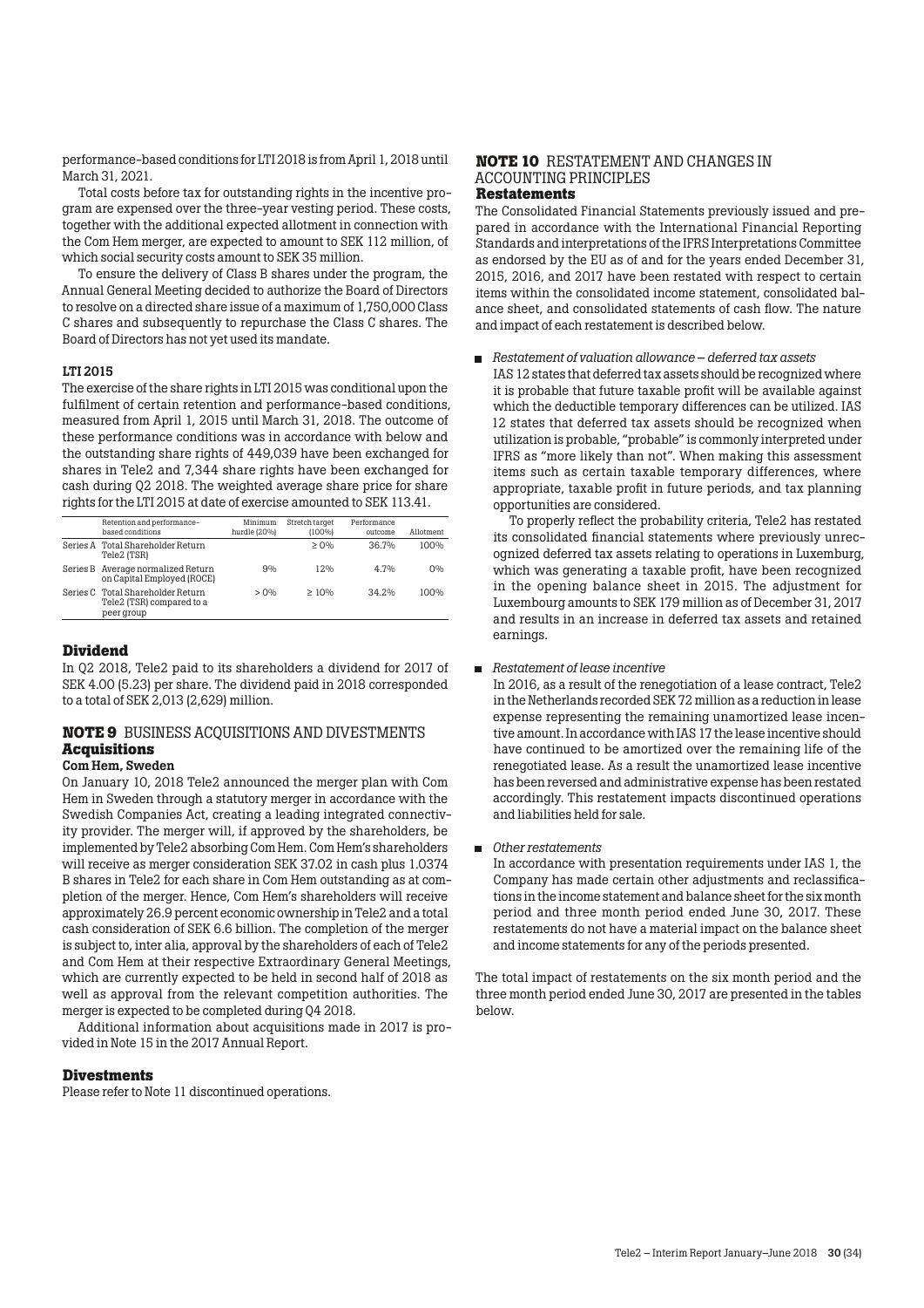performance-based conditions for LTI 2018 is from April 1, 2018 until March 31, 2021.

Total costs before tax for outstanding rights in the incentive program are expensed over the three-year vesting period. These costs, together with the additional expected allotment in connection with the Com Hem merger, are expected to amount to SEK 112 million, of which social security costs amount to SEK 35 million.

To ensure the delivery of Class B shares under the program, the Annual General Meeting decided to authorize the Board of Directors to resolve on a directed share issue of a maximum of 1,750,000 Class C shares and subsequently to repurchase the Class C shares. The Board of Directors has not yet used its mandate.

#### LTI 2015

The exercise of the share rights in LTI 2015 was conditional upon the fulfilment of certain retention and performance-based conditions, measured from April 1, 2015 until March 31, 2018. The outcome of these performance conditions was in accordance with below and the outstanding share rights of 449,039 have been exchanged for shares in Tele2 and 7,344 share rights have been exchanged for cash during Q2 2018. The weighted average share price for share rights for the LTI 2015 at date of exercise amounted to SEK 113.41.

| | Retention and performance-based conditions | Minimum hurdle (20%) | Stretch target (100%) | Performance outcome | Allotment |
|---|---|---|---|---|---|
| Series A | Total Shareholder Return Tele2 (TSR) | | ≥ 0% | 36.7% | 100% |
| Series B | Average normalized Return on Capital Employed (ROCE) | 9% | 12% | 4.7% | 0% |
| Series C | Total Shareholder Return Tele2 (TSR) compared to a peer group | > 0% | ≥ 10% | 34.2% | 100% |

## Dividend

In Q2 2018, Tele2 paid to its shareholders a dividend for 2017 of SEK 4.00 (5.23) per share. The dividend paid in 2018 corresponded to a total of SEK 2,013 (2,629) million.

## NOTE 9 BUSINESS ACQUISITIONS AND DIVESTMENTS

### Acquisitions

#### Com Hem, Sweden

On January 10, 2018 Tele2 announced the merger plan with Com Hem in Sweden through a statutory merger in accordance with the Swedish Companies Act, creating a leading integrated connectivity provider. The merger will, if approved by the shareholders, be implemented by Tele2 absorbing Com Hem. Com Hem's shareholders will receive as merger consideration SEK 37.02 in cash plus 1.0374 B shares in Tele2 for each share in Com Hem outstanding as at completion of the merger. Hence, Com Hem's shareholders will receive approximately 26.9 percent economic ownership in Tele2 and a total cash consideration of SEK 6.6 billion. The completion of the merger is subject to, inter alia, approval by the shareholders of each of Tele2 and Com Hem at their respective Extraordinary General Meetings, which are currently expected to be held in second half of 2018 as well as approval from the relevant competition authorities. The merger is expected to be completed during Q4 2018.

Additional information about acquisitions made in 2017 is provided in Note 15 in the 2017 Annual Report.

### Divestments

Please refer to Note 11 discontinued operations.

## NOTE 10 RESTATEMENT AND CHANGES IN ACCOUNTING PRINCIPLES

### Restatements

The Consolidated Financial Statements previously issued and prepared in accordance with the International Financial Reporting Standards and interpretations of the IFRS Interpretations Committee as endorsed by the EU as of and for the years ended December 31, 2015, 2016, and 2017 have been restated with respect to certain items within the consolidated income statement, consolidated balance sheet, and consolidated statements of cash flow. The nature and impact of each restatement is described below.

- *Restatement of valuation allowance – deferred tax assets*

  IAS 12 states that deferred tax assets should be recognized where it is probable that future taxable profit will be available against which the deductible temporary differences can be utilized. IAS 12 states that deferred tax assets should be recognized when utilization is probable, "probable" is commonly interpreted under IFRS as "more likely than not". When making this assessment items such as certain taxable temporary differences, where appropriate, taxable profit in future periods, and tax planning opportunities are considered.

  To properly reflect the probability criteria, Tele2 has restated its consolidated financial statements where previously unrecognized deferred tax assets relating to operations in Luxemburg, which was generating a taxable profit, have been recognized in the opening balance sheet in 2015. The adjustment for Luxembourg amounts to SEK 179 million as of December 31, 2017 and results in an increase in deferred tax assets and retained earnings.

- *Restatement of lease incentive*

  In 2016, as a result of the renegotiation of a lease contract, Tele2 in the Netherlands recorded SEK 72 million as a reduction in lease expense representing the remaining unamortized lease incentive amount. In accordance with IAS 17 the lease incentive should have continued to be amortized over the remaining life of the renegotiated lease. As a result the unamortized lease incentive has been reversed and administrative expense has been restated accordingly. This restatement impacts discontinued operations and liabilities held for sale.

- *Other restatements*

  In accordance with presentation requirements under IAS 1, the Company has made certain other adjustments and reclassifications in the income statement and balance sheet for the six month period and three month period ended June 30, 2017. These restatements do not have a material impact on the balance sheet and income statements for any of the periods presented.

The total impact of restatements on the six month period and the three month period ended June 30, 2017 are presented in the tables below.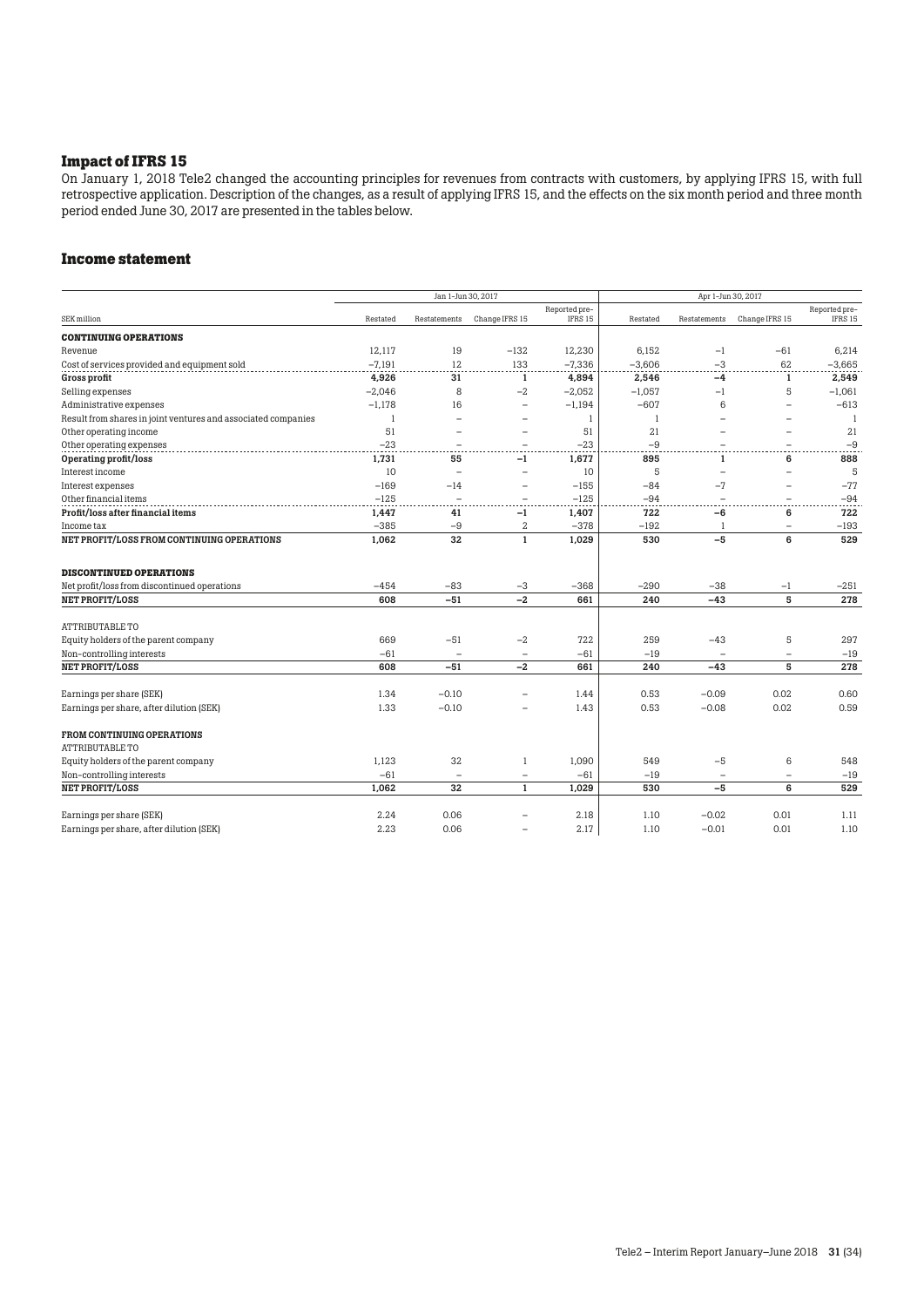## Impact of IFRS 15

On January 1, 2018 Tele2 changed the accounting principles for revenues from contracts with customers, by applying IFRS 15, with full retrospective application. Description of the changes, as a result of applying IFRS 15, and the effects on the six month period and three month period ended June 30, 2017 are presented in the tables below.

## Income statement

| | Jan 1–Jun 30, 2017 | | | | Apr 1–Jun 30, 2017 | | | |
|---|---|---|---|---|---|---|---|---|
| SEK million | Restated | Restatements | Change IFRS 15 | Reported pre-IFRS 15 | Restated | Restatements | Change IFRS 15 | Reported pre-IFRS 15 |
| **CONTINUING OPERATIONS** | | | | | | | | |
| Revenue | 12,117 | 19 | −132 | 12,230 | 6,152 | −1 | −61 | 6,214 |
| Cost of services provided and equipment sold | −7,191 | 12 | 133 | −7,336 | −3,606 | −3 | 62 | −3,665 |
| **Gross profit** | **4,926** | **31** | **1** | **4,894** | **2,546** | **−4** | **1** | **2,549** |
| Selling expenses | −2,046 | 8 | −2 | −2,052 | −1,057 | −1 | 5 | −1,061 |
| Administrative expenses | −1,178 | 16 | – | −1,194 | −607 | 6 | – | −613 |
| Result from shares in joint ventures and associated companies | 1 | – | – | 1 | 1 | – | – | 1 |
| Other operating income | 51 | – | – | 51 | 21 | – | – | 21 |
| Other operating expenses | −23 | – | – | −23 | −9 | – | – | −9 |
| **Operating profit/loss** | **1,731** | **55** | **−1** | **1,677** | **895** | **1** | **6** | **888** |
| Interest income | 10 | – | – | 10 | 5 | – | – | 5 |
| Interest expenses | −169 | −14 | – | −155 | −84 | −7 | – | −77 |
| Other financial items | −125 | – | – | −125 | −94 | – | – | −94 |
| **Profit/loss after financial items** | **1,447** | **41** | **−1** | **1,407** | **722** | **−6** | **6** | **722** |
| Income tax | −385 | −9 | 2 | −378 | −192 | 1 | – | −193 |
| **NET PROFIT/LOSS FROM CONTINUING OPERATIONS** | **1,062** | **32** | **1** | **1,029** | **530** | **−5** | **6** | **529** |
| | | | | | | | | |
| **DISCONTINUED OPERATIONS** | | | | | | | | |
| Net profit/loss from discontinued operations | −454 | −83 | −3 | −368 | −290 | −38 | −1 | −251 |
| **NET PROFIT/LOSS** | **608** | **−51** | **−2** | **661** | **240** | **−43** | **5** | **278** |
| | | | | | | | | |
| ATTRIBUTABLE TO | | | | | | | | |
| Equity holders of the parent company | 669 | −51 | −2 | 722 | 259 | −43 | 5 | 297 |
| Non-controlling interests | −61 | – | – | −61 | −19 | – | – | −19 |
| **NET PROFIT/LOSS** | **608** | **−51** | **−2** | **661** | **240** | **−43** | **5** | **278** |
| | | | | | | | | |
| Earnings per share (SEK) | 1.34 | −0.10 | – | 1.44 | 0.53 | −0.09 | 0.02 | 0.60 |
| Earnings per share, after dilution (SEK) | 1.33 | −0.10 | – | 1.43 | 0.53 | −0.08 | 0.02 | 0.59 |
| | | | | | | | | |
| **FROM CONTINUING OPERATIONS** | | | | | | | | |
| ATTRIBUTABLE TO | | | | | | | | |
| Equity holders of the parent company | 1,123 | 32 | 1 | 1,090 | 549 | −5 | 6 | 548 |
| Non-controlling interests | −61 | – | – | −61 | −19 | – | – | −19 |
| **NET PROFIT/LOSS** | **1,062** | **32** | **1** | **1,029** | **530** | **−5** | **6** | **529** |
| | | | | | | | | |
| Earnings per share (SEK) | 2.24 | 0.06 | – | 2.18 | 1.10 | −0.02 | 0.01 | 1.11 |
| Earnings per share, after dilution (SEK) | 2.23 | 0.06 | – | 2.17 | 1.10 | −0.01 | 0.01 | 1.10 |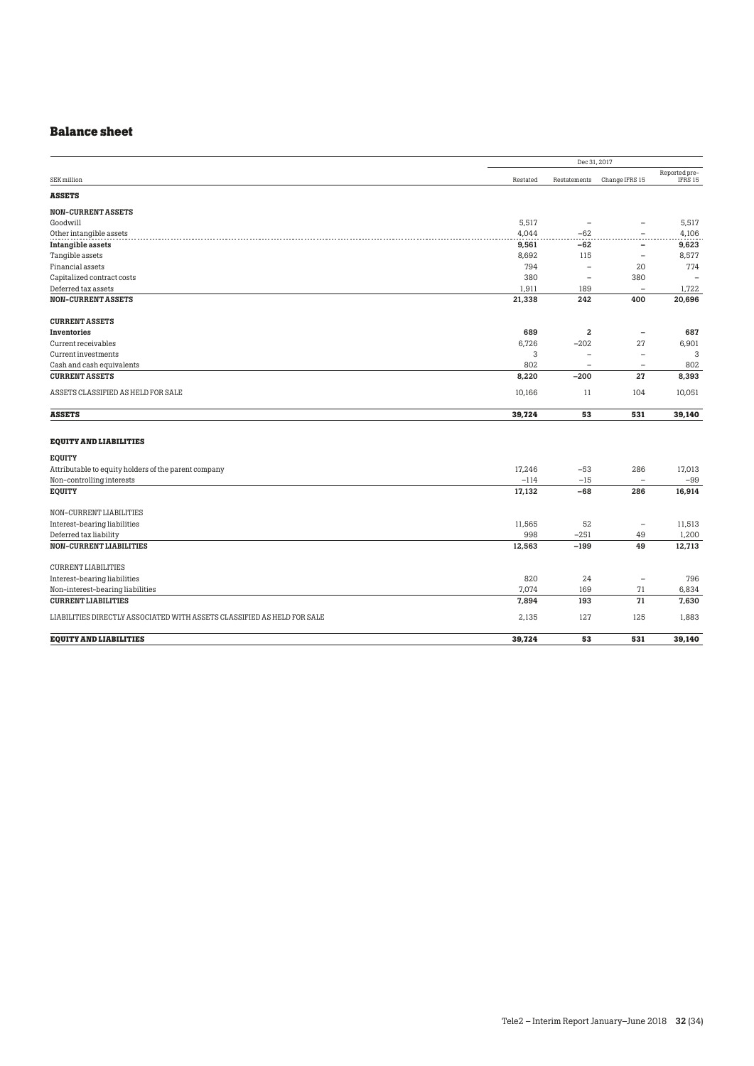## Balance sheet

| SEK million | Dec 31, 2017 | | | |
|---|---|---|---|---|
| | Restated | Restatements | Change IFRS 15 | Reported pre-IFRS 15 |
| **ASSETS** | | | | |
| **NON-CURRENT ASSETS** | | | | |
| Goodwill | 5,517 | – | – | 5,517 |
| Other intangible assets | 4,044 | –62 | – | 4,106 |
| **Intangible assets** | **9,561** | **–62** | **–** | **9,623** |
| Tangible assets | 8,692 | 115 | – | 8,577 |
| Financial assets | 794 | – | 20 | 774 |
| Capitalized contract costs | 380 | – | 380 | – |
| Deferred tax assets | 1,911 | 189 | – | 1,722 |
| **NON-CURRENT ASSETS** | **21,338** | **242** | **400** | **20,696** |
| **CURRENT ASSETS** | | | | |
| **Inventories** | **689** | **2** | **–** | **687** |
| Current receivables | 6,726 | –202 | 27 | 6,901 |
| Current investments | 3 | – | – | 3 |
| Cash and cash equivalents | 802 | – | – | 802 |
| **CURRENT ASSETS** | **8,220** | **–200** | **27** | **8,393** |
| ASSETS CLASSIFIED AS HELD FOR SALE | 10,166 | 11 | 104 | 10,051 |
| **ASSETS** | **39,724** | **53** | **531** | **39,140** |
| **EQUITY AND LIABILITIES** | | | | |
| **EQUITY** | | | | |
| Attributable to equity holders of the parent company | 17,246 | –53 | 286 | 17,013 |
| Non-controlling interests | –114 | –15 | – | –99 |
| **EQUITY** | **17,132** | **–68** | **286** | **16,914** |
| NON-CURRENT LIABILITIES | | | | |
| Interest-bearing liabilities | 11,565 | 52 | – | 11,513 |
| Deferred tax liability | 998 | –251 | 49 | 1,200 |
| **NON-CURRENT LIABILITIES** | **12,563** | **–199** | **49** | **12,713** |
| CURRENT LIABILITIES | | | | |
| Interest-bearing liabilities | 820 | 24 | – | 796 |
| Non-interest-bearing liabilities | 7,074 | 169 | 71 | 6,834 |
| **CURRENT LIABILITIES** | **7,894** | **193** | **71** | **7,630** |
| LIABILITIES DIRECTLY ASSOCIATED WITH ASSETS CLASSIFIED AS HELD FOR SALE | 2,135 | 127 | 125 | 1,883 |
| **EQUITY AND LIABILITIES** | **39,724** | **53** | **531** | **39,140** |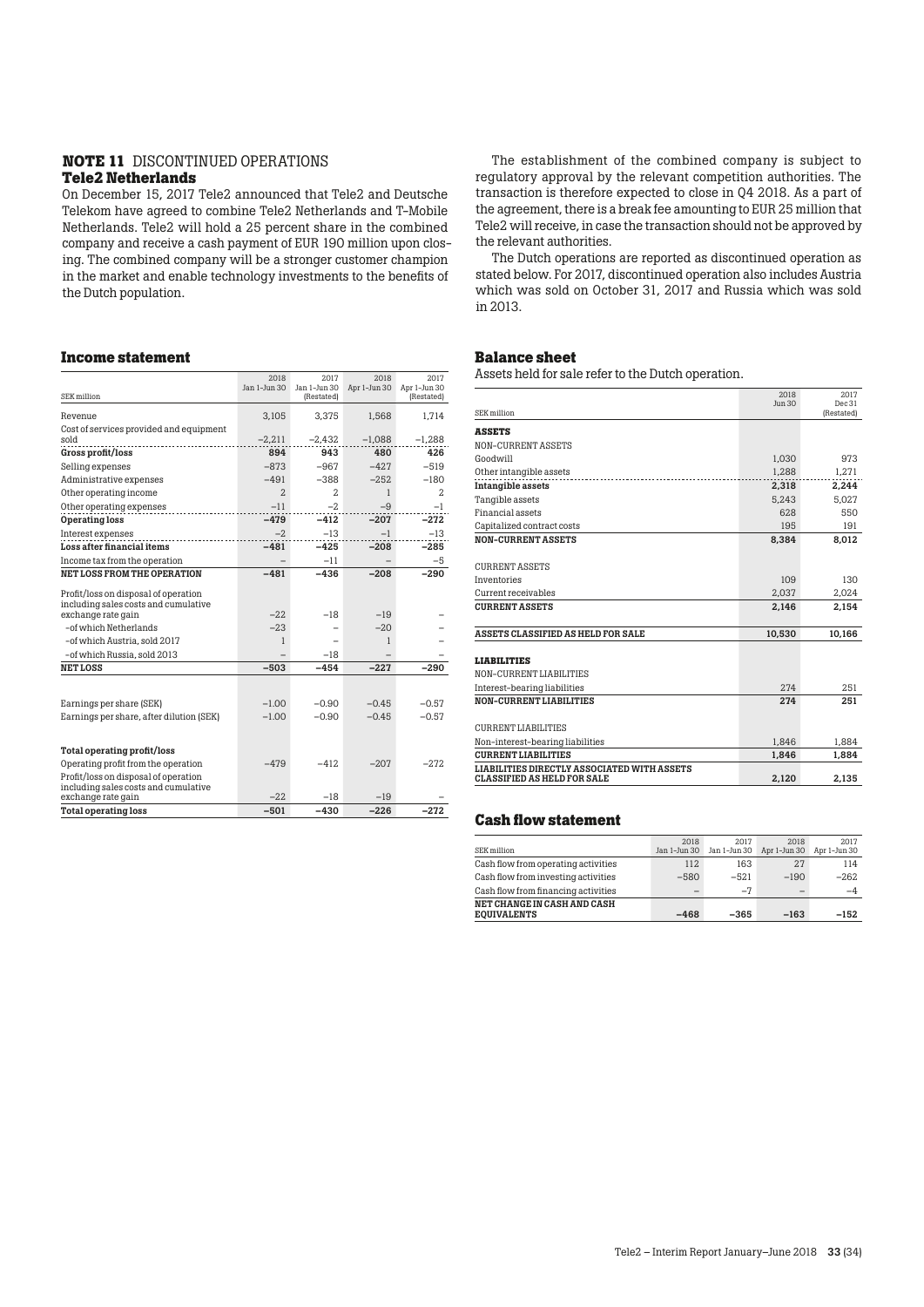## NOTE 11 DISCONTINUED OPERATIONS

### Tele2 Netherlands

On December 15, 2017 Tele2 announced that Tele2 and Deutsche Telekom have agreed to combine Tele2 Netherlands and T-Mobile Netherlands. Tele2 will hold a 25 percent share in the combined company and receive a cash payment of EUR 190 million upon closing. The combined company will be a stronger customer champion in the market and enable technology investments to the benefits of the Dutch population.

The establishment of the combined company is subject to regulatory approval by the relevant competition authorities. The transaction is therefore expected to close in Q4 2018. As a part of the agreement, there is a break fee amounting to EUR 25 million that Tele2 will receive, in case the transaction should not be approved by the relevant authorities.

The Dutch operations are reported as discontinued operation as stated below. For 2017, discontinued operation also includes Austria which was sold on October 31, 2017 and Russia which was sold in 2013.

### Income statement

| SEK million | 2018 Jan 1–Jun 30 | 2017 Jan 1–Jun 30 (Restated) | 2018 Apr 1–Jun 30 | 2017 Apr 1–Jun 30 (Restated) |
|---|---|---|---|---|
| Revenue | 3,105 | 3,375 | 1,568 | 1,714 |
| Cost of services provided and equipment sold | –2,211 | –2,432 | –1,088 | –1,288 |
| **Gross profit/loss** | **894** | **943** | **480** | **426** |
| Selling expenses | –873 | –967 | –427 | –519 |
| Administrative expenses | –491 | –388 | –252 | –180 |
| Other operating income | 2 | 2 | 1 | 2 |
| Other operating expenses | –11 | –2 | –9 | –1 |
| **Operating loss** | **–479** | **–412** | **–207** | **–272** |
| Interest expenses | –2 | –13 | –1 | –13 |
| **Loss after financial items** | **–481** | **–425** | **–208** | **–285** |
| Income tax from the operation | – | –11 | – | –5 |
| **NET LOSS FROM THE OPERATION** | **–481** | **–436** | **–208** | **–290** |
| Profit/loss on disposal of operation including sales costs and cumulative exchange rate gain | –22 | –18 | –19 | – |
| –of which Netherlands | –23 | – | –20 | – |
| –of which Austria, sold 2017 | 1 | – | 1 | – |
| –of which Russia, sold 2013 | – | –18 | – | – |
| **NET LOSS** | **–503** | **–454** | **–227** | **–290** |
| | | | | |
| Earnings per share (SEK) | –1.00 | –0.90 | –0.45 | –0.57 |
| Earnings per share, after dilution (SEK) | –1.00 | –0.90 | –0.45 | –0.57 |
| | | | | |
| **Total operating profit/loss** | | | | |
| Operating profit from the operation | –479 | –412 | –207 | –272 |
| Profit/loss on disposal of operation including sales costs and cumulative exchange rate gain | –22 | –18 | –19 | – |
| **Total operating loss** | **–501** | **–430** | **–226** | **–272** |

### Balance sheet

Assets held for sale refer to the Dutch operation.

| SEK million | 2018 Jun 30 | 2017 Dec 31 (Restated) |
|---|---|---|
| **ASSETS** | | |
| NON-CURRENT ASSETS | | |
| Goodwill | 1,030 | 973 |
| Other intangible assets | 1,288 | 1,271 |
| **Intangible assets** | **2,318** | **2,244** |
| Tangible assets | 5,243 | 5,027 |
| Financial assets | 628 | 550 |
| Capitalized contract costs | 195 | 191 |
| **NON-CURRENT ASSETS** | **8,384** | **8,012** |
| | | |
| CURRENT ASSETS | | |
| Inventories | 109 | 130 |
| Current receivables | 2,037 | 2,024 |
| **CURRENT ASSETS** | **2,146** | **2,154** |
| | | |
| **ASSETS CLASSIFIED AS HELD FOR SALE** | **10,530** | **10,166** |
| | | |
| **LIABILITIES** | | |
| NON-CURRENT LIABILITIES | | |
| Interest-bearing liabilities | 274 | 251 |
| **NON-CURRENT LIABILITIES** | **274** | **251** |
| | | |
| CURRENT LIABILITIES | | |
| Non-interest-bearing liabilities | 1,846 | 1,884 |
| **CURRENT LIABILITIES** | **1,846** | **1,884** |
| **LIABILITIES DIRECTLY ASSOCIATED WITH ASSETS CLASSIFIED AS HELD FOR SALE** | **2,120** | **2,135** |

### Cash flow statement

| SEK million | 2018 Jan 1–Jun 30 | 2017 Jan 1–Jun 30 | 2018 Apr 1–Jun 30 | 2017 Apr 1–Jun 30 |
|---|---|---|---|---|
| Cash flow from operating activities | 112 | 163 | 27 | 114 |
| Cash flow from investing activities | –580 | –521 | –190 | –262 |
| Cash flow from financing activities | – | –7 | – | –4 |
| **NET CHANGE IN CASH AND CASH EQUIVALENTS** | **–468** | **–365** | **–163** | **–152** |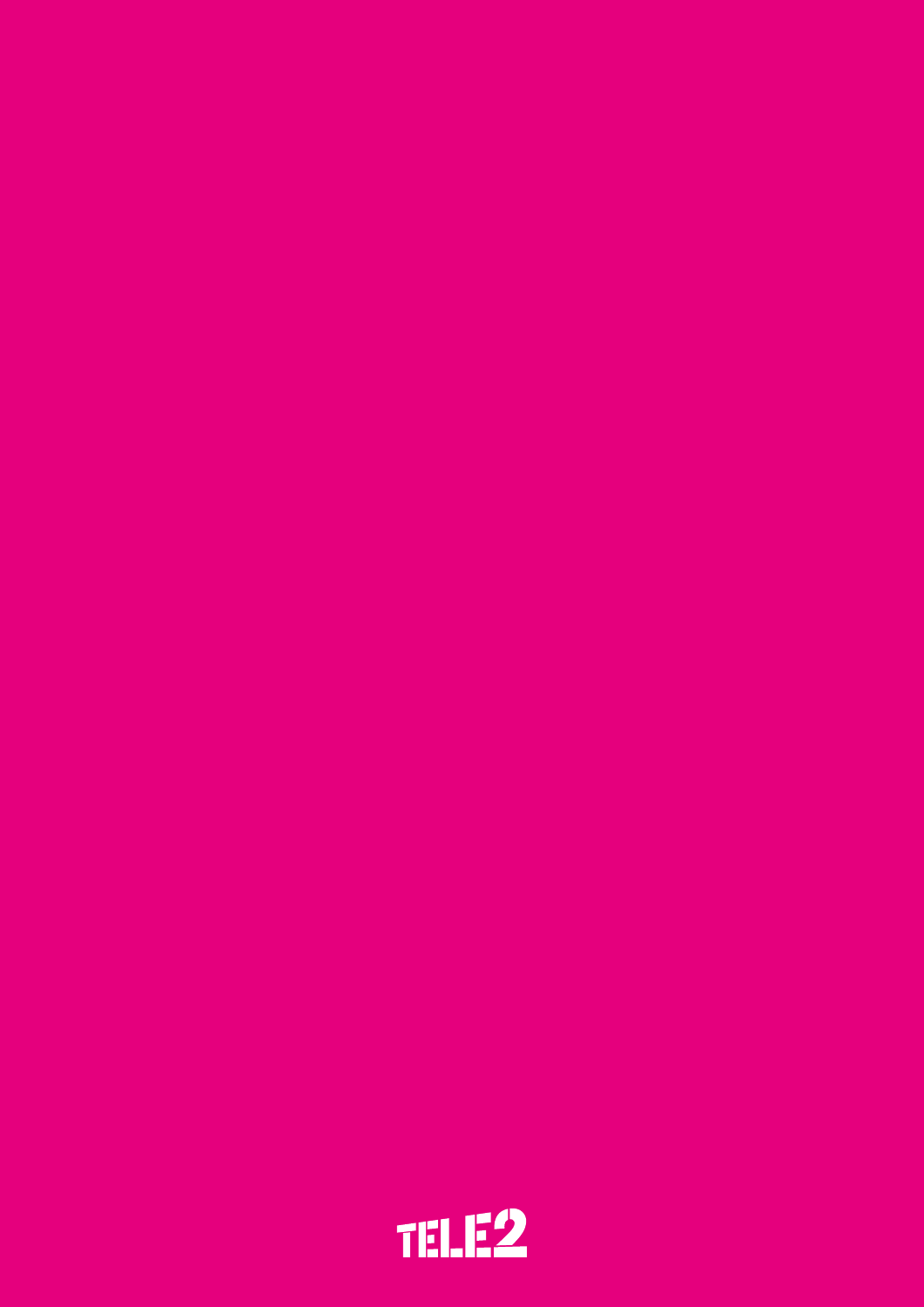TELE2